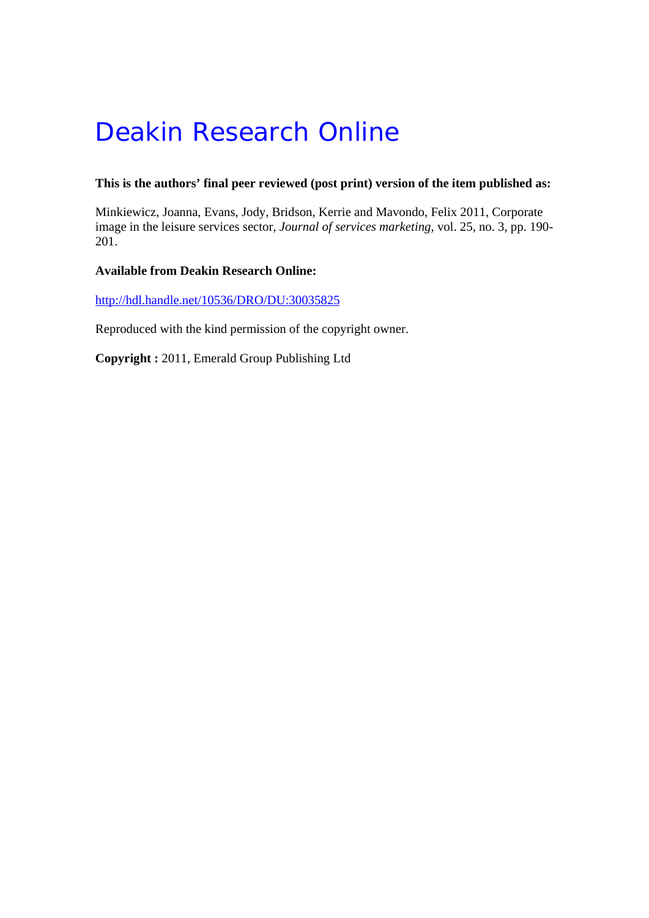# Deakin Research Online

**This is the authors' final peer reviewed (post print) version of the item published as:**

Minkiewicz, Joanna, Evans, Jody, Bridson, Kerrie and Mavondo, Felix 2011, Corporate image in the leisure services sector, *Journal of services marketing*, vol. 25, no. 3, pp. 190-201.

**Available from Deakin Research Online:**

http://hdl.handle.net/10536/DRO/DU:30035825

Reproduced with the kind permission of the copyright owner.

**Copyright :** 2011, Emerald Group Publishing Ltd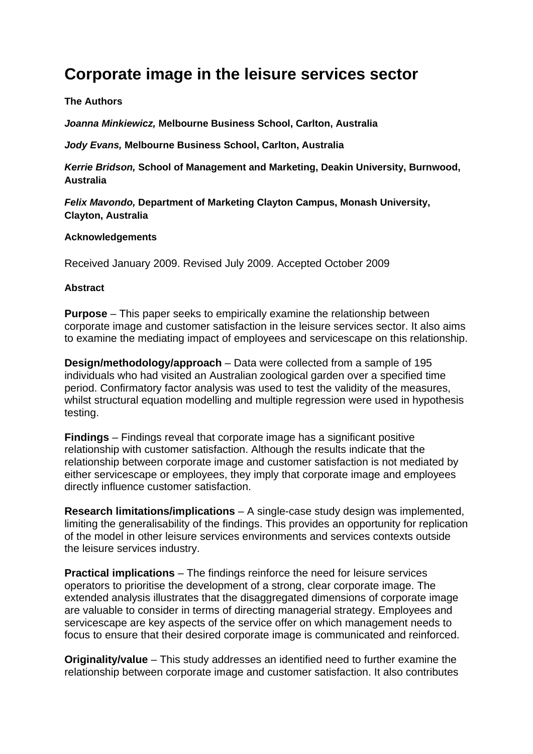# Corporate image in the leisure services sector

**The Authors**

***Joanna Minkiewicz,* Melbourne Business School, Carlton, Australia**

***Jody Evans,* Melbourne Business School, Carlton, Australia**

***Kerrie Bridson,* School of Management and Marketing, Deakin University, Burnwood, Australia**

***Felix Mavondo,* Department of Marketing Clayton Campus, Monash University, Clayton, Australia**

**Acknowledgements**

Received January 2009. Revised July 2009. Accepted October 2009

**Abstract**

**Purpose** – This paper seeks to empirically examine the relationship between corporate image and customer satisfaction in the leisure services sector. It also aims to examine the mediating impact of employees and servicescape on this relationship.

**Design/methodology/approach** – Data were collected from a sample of 195 individuals who had visited an Australian zoological garden over a specified time period. Confirmatory factor analysis was used to test the validity of the measures, whilst structural equation modelling and multiple regression were used in hypothesis testing.

**Findings** – Findings reveal that corporate image has a significant positive relationship with customer satisfaction. Although the results indicate that the relationship between corporate image and customer satisfaction is not mediated by either servicescape or employees, they imply that corporate image and employees directly influence customer satisfaction.

**Research limitations/implications** – A single-case study design was implemented, limiting the generalisability of the findings. This provides an opportunity for replication of the model in other leisure services environments and services contexts outside the leisure services industry.

**Practical implications** – The findings reinforce the need for leisure services operators to prioritise the development of a strong, clear corporate image. The extended analysis illustrates that the disaggregated dimensions of corporate image are valuable to consider in terms of directing managerial strategy. Employees and servicescape are key aspects of the service offer on which management needs to focus to ensure that their desired corporate image is communicated and reinforced.

**Originality/value** – This study addresses an identified need to further examine the relationship between corporate image and customer satisfaction. It also contributes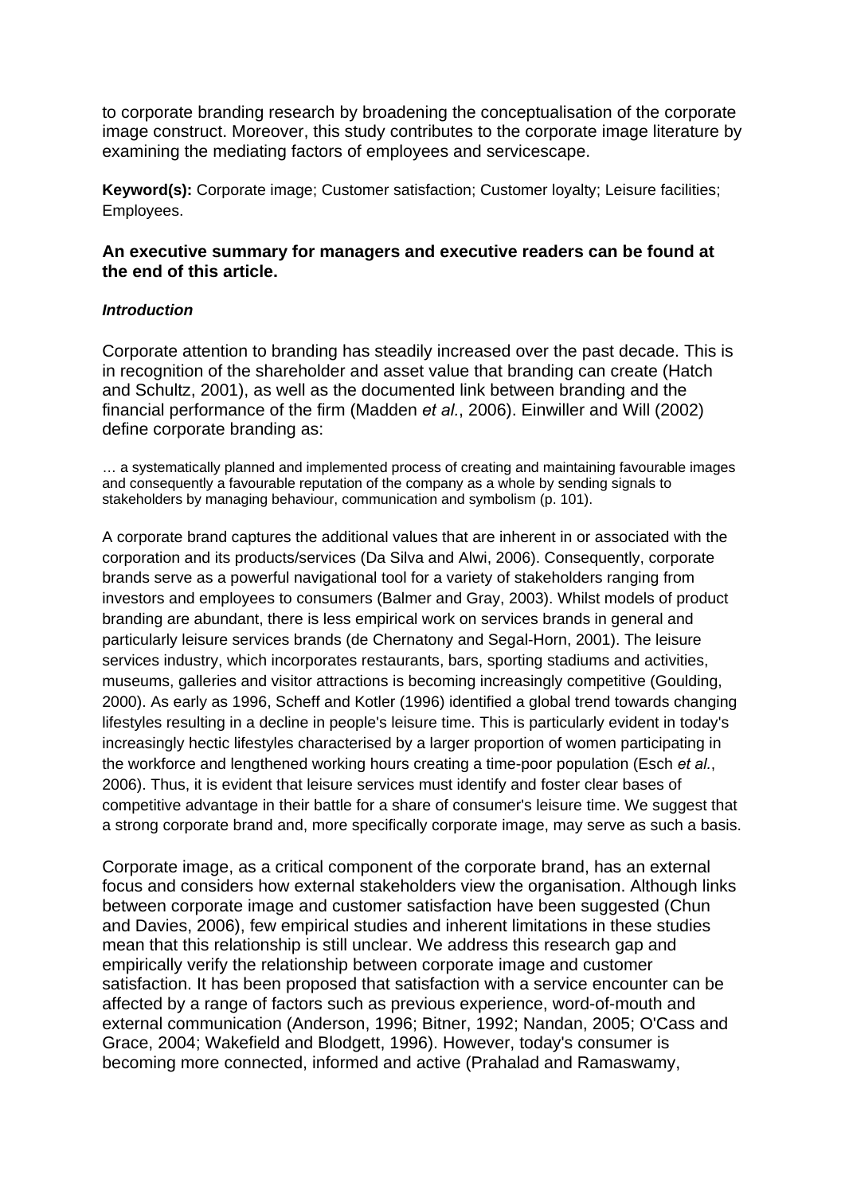to corporate branding research by broadening the conceptualisation of the corporate image construct. Moreover, this study contributes to the corporate image literature by examining the mediating factors of employees and servicescape.

**Keyword(s):** Corporate image; Customer satisfaction; Customer loyalty; Leisure facilities; Employees.

**An executive summary for managers and executive readers can be found at the end of this article.**

***Introduction***

Corporate attention to branding has steadily increased over the past decade. This is in recognition of the shareholder and asset value that branding can create (Hatch and Schultz, 2001), as well as the documented link between branding and the financial performance of the firm (Madden *et al.*, 2006). Einwiller and Will (2002) define corporate branding as:

> … a systematically planned and implemented process of creating and maintaining favourable images and consequently a favourable reputation of the company as a whole by sending signals to stakeholders by managing behaviour, communication and symbolism (p. 101).

A corporate brand captures the additional values that are inherent in or associated with the corporation and its products/services (Da Silva and Alwi, 2006). Consequently, corporate brands serve as a powerful navigational tool for a variety of stakeholders ranging from investors and employees to consumers (Balmer and Gray, 2003). Whilst models of product branding are abundant, there is less empirical work on services brands in general and particularly leisure services brands (de Chernatony and Segal-Horn, 2001). The leisure services industry, which incorporates restaurants, bars, sporting stadiums and activities, museums, galleries and visitor attractions is becoming increasingly competitive (Goulding, 2000). As early as 1996, Scheff and Kotler (1996) identified a global trend towards changing lifestyles resulting in a decline in people's leisure time. This is particularly evident in today's increasingly hectic lifestyles characterised by a larger proportion of women participating in the workforce and lengthened working hours creating a time-poor population (Esch *et al.*, 2006). Thus, it is evident that leisure services must identify and foster clear bases of competitive advantage in their battle for a share of consumer's leisure time. We suggest that a strong corporate brand and, more specifically corporate image, may serve as such a basis.

Corporate image, as a critical component of the corporate brand, has an external focus and considers how external stakeholders view the organisation. Although links between corporate image and customer satisfaction have been suggested (Chun and Davies, 2006), few empirical studies and inherent limitations in these studies mean that this relationship is still unclear. We address this research gap and empirically verify the relationship between corporate image and customer satisfaction. It has been proposed that satisfaction with a service encounter can be affected by a range of factors such as previous experience, word-of-mouth and external communication (Anderson, 1996; Bitner, 1992; Nandan, 2005; O'Cass and Grace, 2004; Wakefield and Blodgett, 1996). However, today's consumer is becoming more connected, informed and active (Prahalad and Ramaswamy,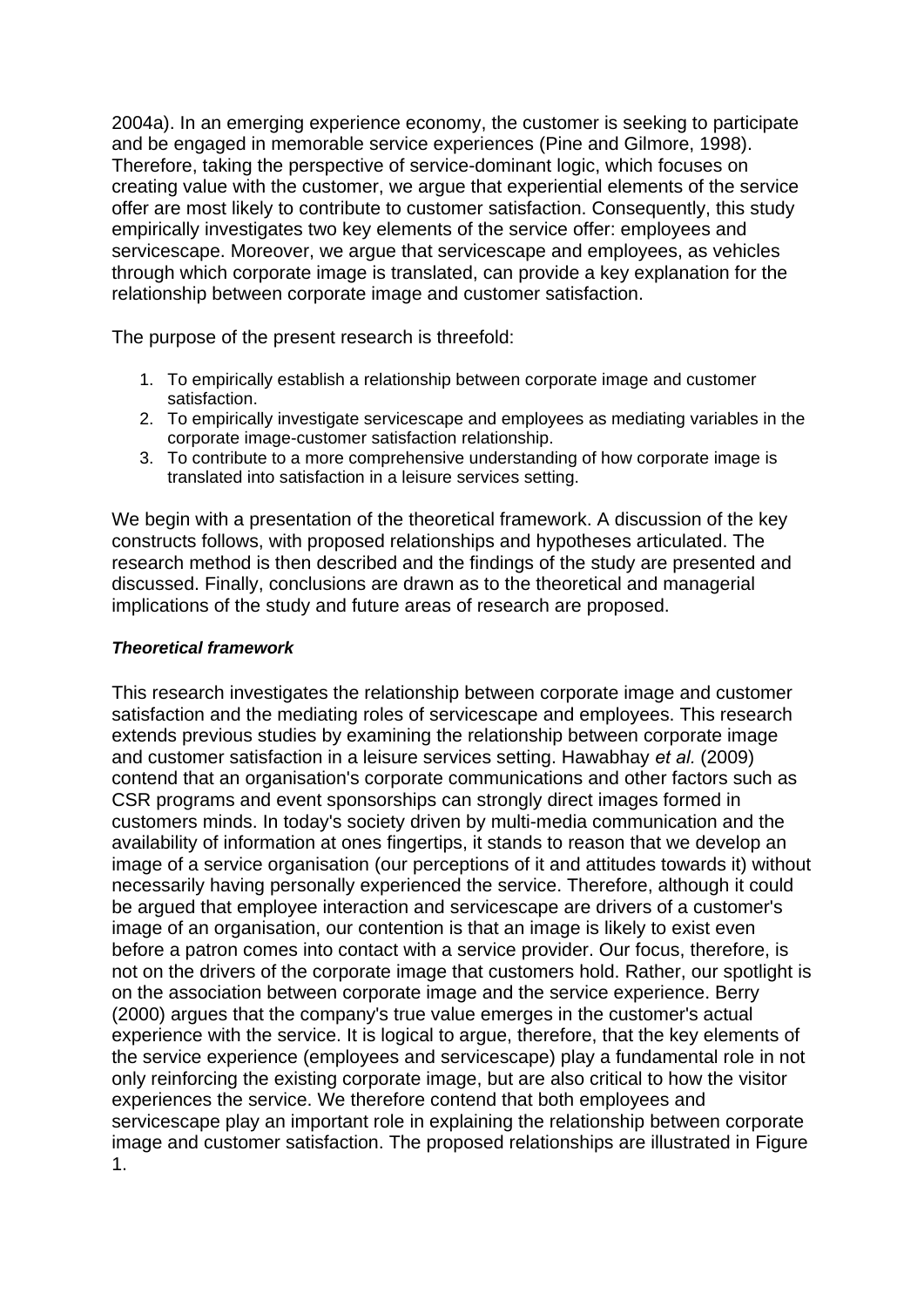2004a). In an emerging experience economy, the customer is seeking to participate and be engaged in memorable service experiences (Pine and Gilmore, 1998). Therefore, taking the perspective of service-dominant logic, which focuses on creating value with the customer, we argue that experiential elements of the service offer are most likely to contribute to customer satisfaction. Consequently, this study empirically investigates two key elements of the service offer: employees and servicescape. Moreover, we argue that servicescape and employees, as vehicles through which corporate image is translated, can provide a key explanation for the relationship between corporate image and customer satisfaction.

The purpose of the present research is threefold:

1. To empirically establish a relationship between corporate image and customer satisfaction.
2. To empirically investigate servicescape and employees as mediating variables in the corporate image-customer satisfaction relationship.
3. To contribute to a more comprehensive understanding of how corporate image is translated into satisfaction in a leisure services setting.

We begin with a presentation of the theoretical framework. A discussion of the key constructs follows, with proposed relationships and hypotheses articulated. The research method is then described and the findings of the study are presented and discussed. Finally, conclusions are drawn as to the theoretical and managerial implications of the study and future areas of research are proposed.

***Theoretical framework***

This research investigates the relationship between corporate image and customer satisfaction and the mediating roles of servicescape and employees. This research extends previous studies by examining the relationship between corporate image and customer satisfaction in a leisure services setting. Hawabhay *et al.* (2009) contend that an organisation's corporate communications and other factors such as CSR programs and event sponsorships can strongly direct images formed in customers minds. In today's society driven by multi-media communication and the availability of information at ones fingertips, it stands to reason that we develop an image of a service organisation (our perceptions of it and attitudes towards it) without necessarily having personally experienced the service. Therefore, although it could be argued that employee interaction and servicescape are drivers of a customer's image of an organisation, our contention is that an image is likely to exist even before a patron comes into contact with a service provider. Our focus, therefore, is not on the drivers of the corporate image that customers hold. Rather, our spotlight is on the association between corporate image and the service experience. Berry (2000) argues that the company's true value emerges in the customer's actual experience with the service. It is logical to argue, therefore, that the key elements of the service experience (employees and servicescape) play a fundamental role in not only reinforcing the existing corporate image, but are also critical to how the visitor experiences the service. We therefore contend that both employees and servicescape play an important role in explaining the relationship between corporate image and customer satisfaction. The proposed relationships are illustrated in Figure 1.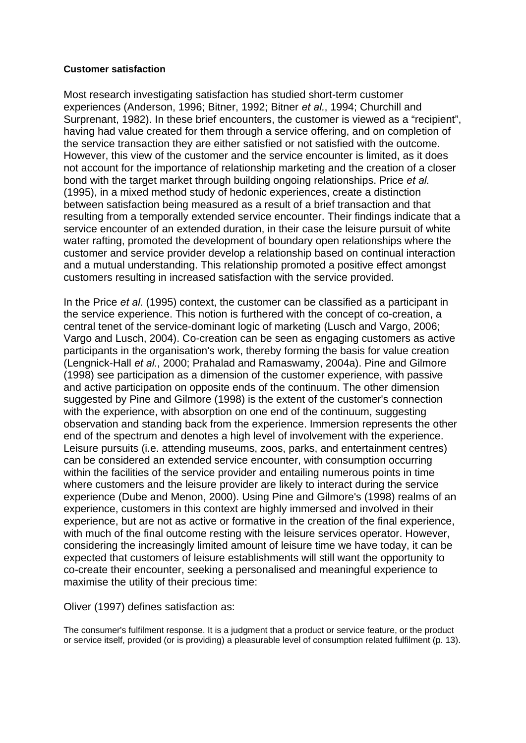**Customer satisfaction**

Most research investigating satisfaction has studied short-term customer experiences (Anderson, 1996; Bitner, 1992; Bitner *et al.*, 1994; Churchill and Surprenant, 1982). In these brief encounters, the customer is viewed as a "recipient", having had value created for them through a service offering, and on completion of the service transaction they are either satisfied or not satisfied with the outcome. However, this view of the customer and the service encounter is limited, as it does not account for the importance of relationship marketing and the creation of a closer bond with the target market through building ongoing relationships. Price *et al.* (1995), in a mixed method study of hedonic experiences, create a distinction between satisfaction being measured as a result of a brief transaction and that resulting from a temporally extended service encounter. Their findings indicate that a service encounter of an extended duration, in their case the leisure pursuit of white water rafting, promoted the development of boundary open relationships where the customer and service provider develop a relationship based on continual interaction and a mutual understanding. This relationship promoted a positive effect amongst customers resulting in increased satisfaction with the service provided.

In the Price *et al.* (1995) context, the customer can be classified as a participant in the service experience. This notion is furthered with the concept of co-creation, a central tenet of the service-dominant logic of marketing (Lusch and Vargo, 2006; Vargo and Lusch, 2004). Co-creation can be seen as engaging customers as active participants in the organisation's work, thereby forming the basis for value creation (Lengnick-Hall *et al.*, 2000; Prahalad and Ramaswamy, 2004a). Pine and Gilmore (1998) see participation as a dimension of the customer experience, with passive and active participation on opposite ends of the continuum. The other dimension suggested by Pine and Gilmore (1998) is the extent of the customer's connection with the experience, with absorption on one end of the continuum, suggesting observation and standing back from the experience. Immersion represents the other end of the spectrum and denotes a high level of involvement with the experience. Leisure pursuits (i.e. attending museums, zoos, parks, and entertainment centres) can be considered an extended service encounter, with consumption occurring within the facilities of the service provider and entailing numerous points in time where customers and the leisure provider are likely to interact during the service experience (Dube and Menon, 2000). Using Pine and Gilmore's (1998) realms of an experience, customers in this context are highly immersed and involved in their experience, but are not as active or formative in the creation of the final experience, with much of the final outcome resting with the leisure services operator. However, considering the increasingly limited amount of leisure time we have today, it can be expected that customers of leisure establishments will still want the opportunity to co-create their encounter, seeking a personalised and meaningful experience to maximise the utility of their precious time:

Oliver (1997) defines satisfaction as:

> The consumer's fulfilment response. It is a judgment that a product or service feature, or the product or service itself, provided (or is providing) a pleasurable level of consumption related fulfilment (p. 13).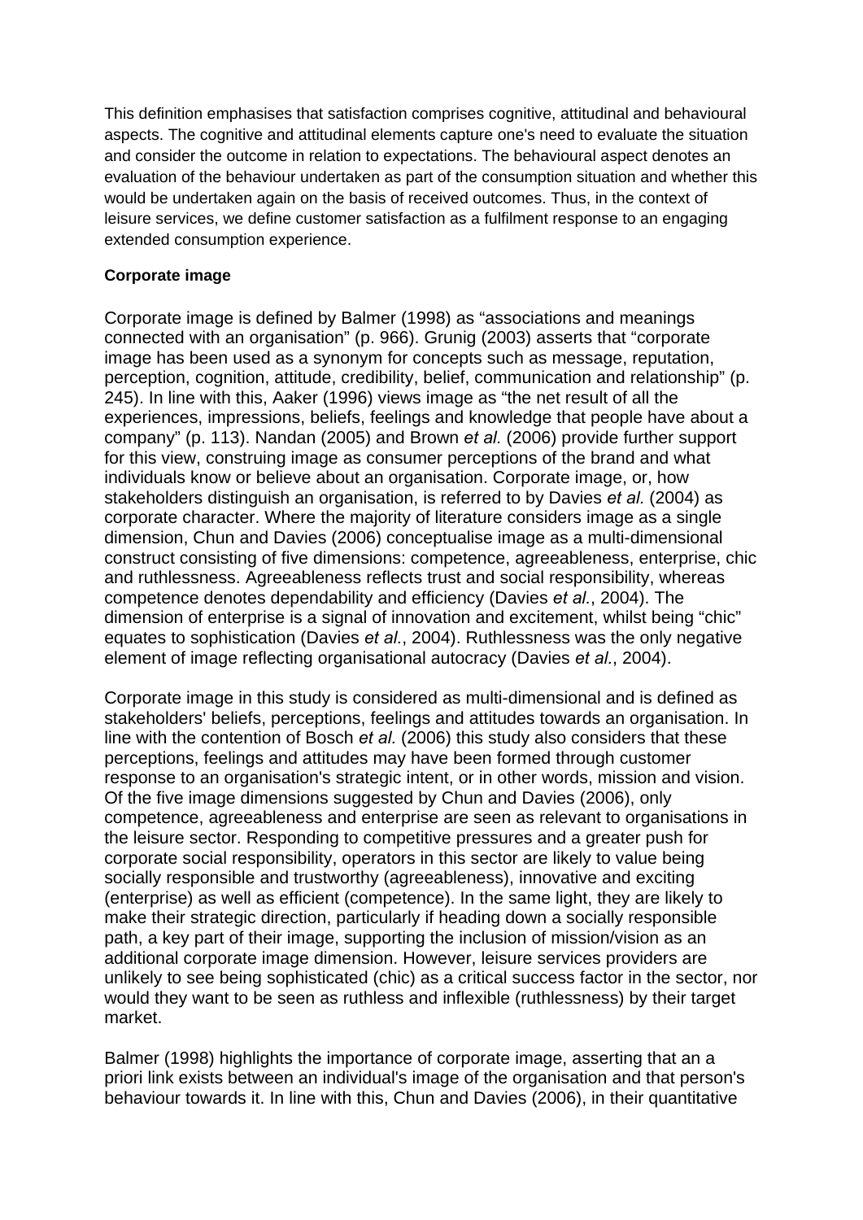This definition emphasises that satisfaction comprises cognitive, attitudinal and behavioural aspects. The cognitive and attitudinal elements capture one's need to evaluate the situation and consider the outcome in relation to expectations. The behavioural aspect denotes an evaluation of the behaviour undertaken as part of the consumption situation and whether this would be undertaken again on the basis of received outcomes. Thus, in the context of leisure services, we define customer satisfaction as a fulfilment response to an engaging extended consumption experience.

**Corporate image**

Corporate image is defined by Balmer (1998) as "associations and meanings connected with an organisation" (p. 966). Grunig (2003) asserts that "corporate image has been used as a synonym for concepts such as message, reputation, perception, cognition, attitude, credibility, belief, communication and relationship" (p. 245). In line with this, Aaker (1996) views image as "the net result of all the experiences, impressions, beliefs, feelings and knowledge that people have about a company" (p. 113). Nandan (2005) and Brown *et al.* (2006) provide further support for this view, construing image as consumer perceptions of the brand and what individuals know or believe about an organisation. Corporate image, or, how stakeholders distinguish an organisation, is referred to by Davies *et al.* (2004) as corporate character. Where the majority of literature considers image as a single dimension, Chun and Davies (2006) conceptualise image as a multi-dimensional construct consisting of five dimensions: competence, agreeableness, enterprise, chic and ruthlessness. Agreeableness reflects trust and social responsibility, whereas competence denotes dependability and efficiency (Davies *et al.*, 2004). The dimension of enterprise is a signal of innovation and excitement, whilst being "chic" equates to sophistication (Davies *et al.*, 2004). Ruthlessness was the only negative element of image reflecting organisational autocracy (Davies *et al.*, 2004).

Corporate image in this study is considered as multi-dimensional and is defined as stakeholders' beliefs, perceptions, feelings and attitudes towards an organisation. In line with the contention of Bosch *et al.* (2006) this study also considers that these perceptions, feelings and attitudes may have been formed through customer response to an organisation's strategic intent, or in other words, mission and vision. Of the five image dimensions suggested by Chun and Davies (2006), only competence, agreeableness and enterprise are seen as relevant to organisations in the leisure sector. Responding to competitive pressures and a greater push for corporate social responsibility, operators in this sector are likely to value being socially responsible and trustworthy (agreeableness), innovative and exciting (enterprise) as well as efficient (competence). In the same light, they are likely to make their strategic direction, particularly if heading down a socially responsible path, a key part of their image, supporting the inclusion of mission/vision as an additional corporate image dimension. However, leisure services providers are unlikely to see being sophisticated (chic) as a critical success factor in the sector, nor would they want to be seen as ruthless and inflexible (ruthlessness) by their target market.

Balmer (1998) highlights the importance of corporate image, asserting that an a priori link exists between an individual's image of the organisation and that person's behaviour towards it. In line with this, Chun and Davies (2006), in their quantitative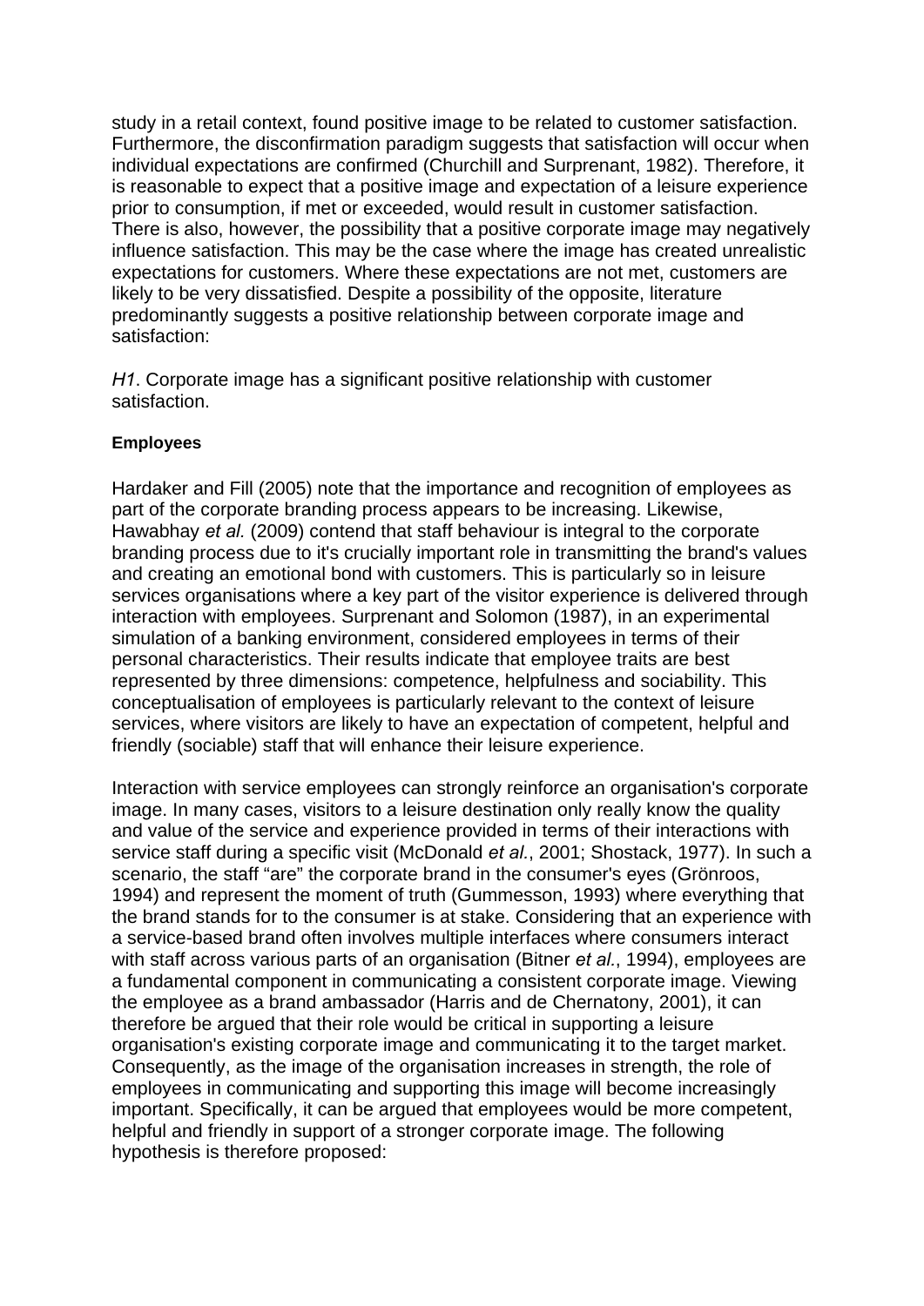study in a retail context, found positive image to be related to customer satisfaction. Furthermore, the disconfirmation paradigm suggests that satisfaction will occur when individual expectations are confirmed (Churchill and Surprenant, 1982). Therefore, it is reasonable to expect that a positive image and expectation of a leisure experience prior to consumption, if met or exceeded, would result in customer satisfaction. There is also, however, the possibility that a positive corporate image may negatively influence satisfaction. This may be the case where the image has created unrealistic expectations for customers. Where these expectations are not met, customers are likely to be very dissatisfied. Despite a possibility of the opposite, literature predominantly suggests a positive relationship between corporate image and satisfaction:

*H1*. Corporate image has a significant positive relationship with customer satisfaction.

**Employees**

Hardaker and Fill (2005) note that the importance and recognition of employees as part of the corporate branding process appears to be increasing. Likewise, Hawabhay *et al.* (2009) contend that staff behaviour is integral to the corporate branding process due to it's crucially important role in transmitting the brand's values and creating an emotional bond with customers. This is particularly so in leisure services organisations where a key part of the visitor experience is delivered through interaction with employees. Surprenant and Solomon (1987), in an experimental simulation of a banking environment, considered employees in terms of their personal characteristics. Their results indicate that employee traits are best represented by three dimensions: competence, helpfulness and sociability. This conceptualisation of employees is particularly relevant to the context of leisure services, where visitors are likely to have an expectation of competent, helpful and friendly (sociable) staff that will enhance their leisure experience.

Interaction with service employees can strongly reinforce an organisation's corporate image. In many cases, visitors to a leisure destination only really know the quality and value of the service and experience provided in terms of their interactions with service staff during a specific visit (McDonald *et al.*, 2001; Shostack, 1977). In such a scenario, the staff "are" the corporate brand in the consumer's eyes (Grönroos, 1994) and represent the moment of truth (Gummesson, 1993) where everything that the brand stands for to the consumer is at stake. Considering that an experience with a service-based brand often involves multiple interfaces where consumers interact with staff across various parts of an organisation (Bitner *et al.*, 1994), employees are a fundamental component in communicating a consistent corporate image. Viewing the employee as a brand ambassador (Harris and de Chernatony, 2001), it can therefore be argued that their role would be critical in supporting a leisure organisation's existing corporate image and communicating it to the target market. Consequently, as the image of the organisation increases in strength, the role of employees in communicating and supporting this image will become increasingly important. Specifically, it can be argued that employees would be more competent, helpful and friendly in support of a stronger corporate image. The following hypothesis is therefore proposed: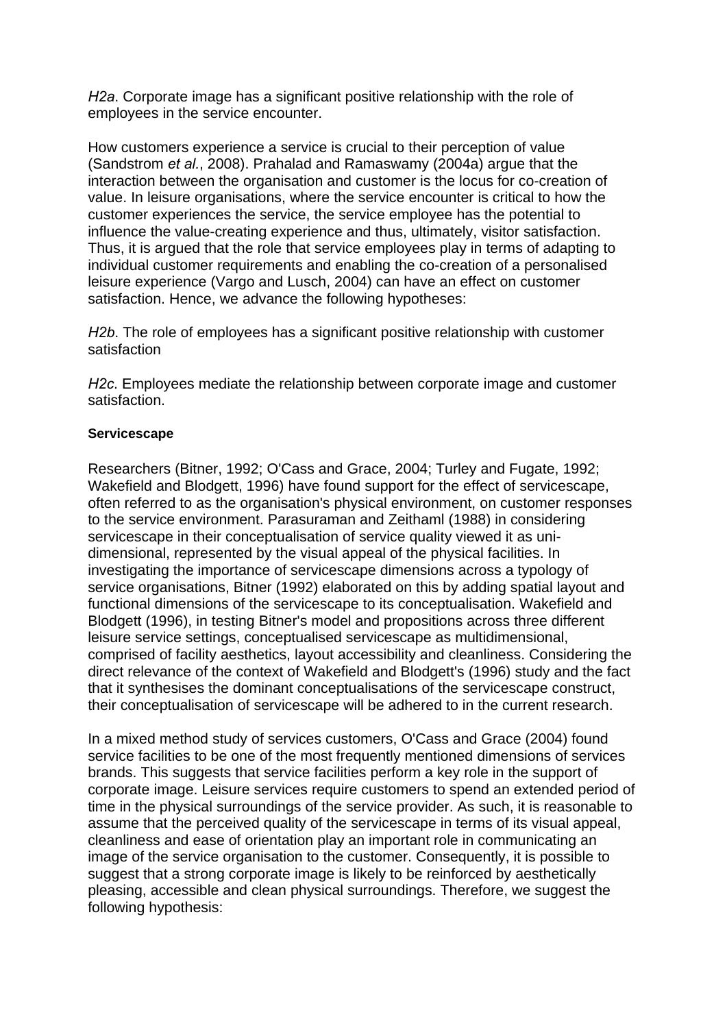*H2a*. Corporate image has a significant positive relationship with the role of employees in the service encounter.

How customers experience a service is crucial to their perception of value (Sandstrom *et al.*, 2008). Prahalad and Ramaswamy (2004a) argue that the interaction between the organisation and customer is the locus for co-creation of value. In leisure organisations, where the service encounter is critical to how the customer experiences the service, the service employee has the potential to influence the value-creating experience and thus, ultimately, visitor satisfaction. Thus, it is argued that the role that service employees play in terms of adapting to individual customer requirements and enabling the co-creation of a personalised leisure experience (Vargo and Lusch, 2004) can have an effect on customer satisfaction. Hence, we advance the following hypotheses:

*H2b*. The role of employees has a significant positive relationship with customer satisfaction

*H2c*. Employees mediate the relationship between corporate image and customer satisfaction.

**Servicescape**

Researchers (Bitner, 1992; O'Cass and Grace, 2004; Turley and Fugate, 1992; Wakefield and Blodgett, 1996) have found support for the effect of servicescape, often referred to as the organisation's physical environment, on customer responses to the service environment. Parasuraman and Zeithaml (1988) in considering servicescape in their conceptualisation of service quality viewed it as uni-dimensional, represented by the visual appeal of the physical facilities. In investigating the importance of servicescape dimensions across a typology of service organisations, Bitner (1992) elaborated on this by adding spatial layout and functional dimensions of the servicescape to its conceptualisation. Wakefield and Blodgett (1996), in testing Bitner's model and propositions across three different leisure service settings, conceptualised servicescape as multidimensional, comprised of facility aesthetics, layout accessibility and cleanliness. Considering the direct relevance of the context of Wakefield and Blodgett's (1996) study and the fact that it synthesises the dominant conceptualisations of the servicescape construct, their conceptualisation of servicescape will be adhered to in the current research.

In a mixed method study of services customers, O'Cass and Grace (2004) found service facilities to be one of the most frequently mentioned dimensions of services brands. This suggests that service facilities perform a key role in the support of corporate image. Leisure services require customers to spend an extended period of time in the physical surroundings of the service provider. As such, it is reasonable to assume that the perceived quality of the servicescape in terms of its visual appeal, cleanliness and ease of orientation play an important role in communicating an image of the service organisation to the customer. Consequently, it is possible to suggest that a strong corporate image is likely to be reinforced by aesthetically pleasing, accessible and clean physical surroundings. Therefore, we suggest the following hypothesis: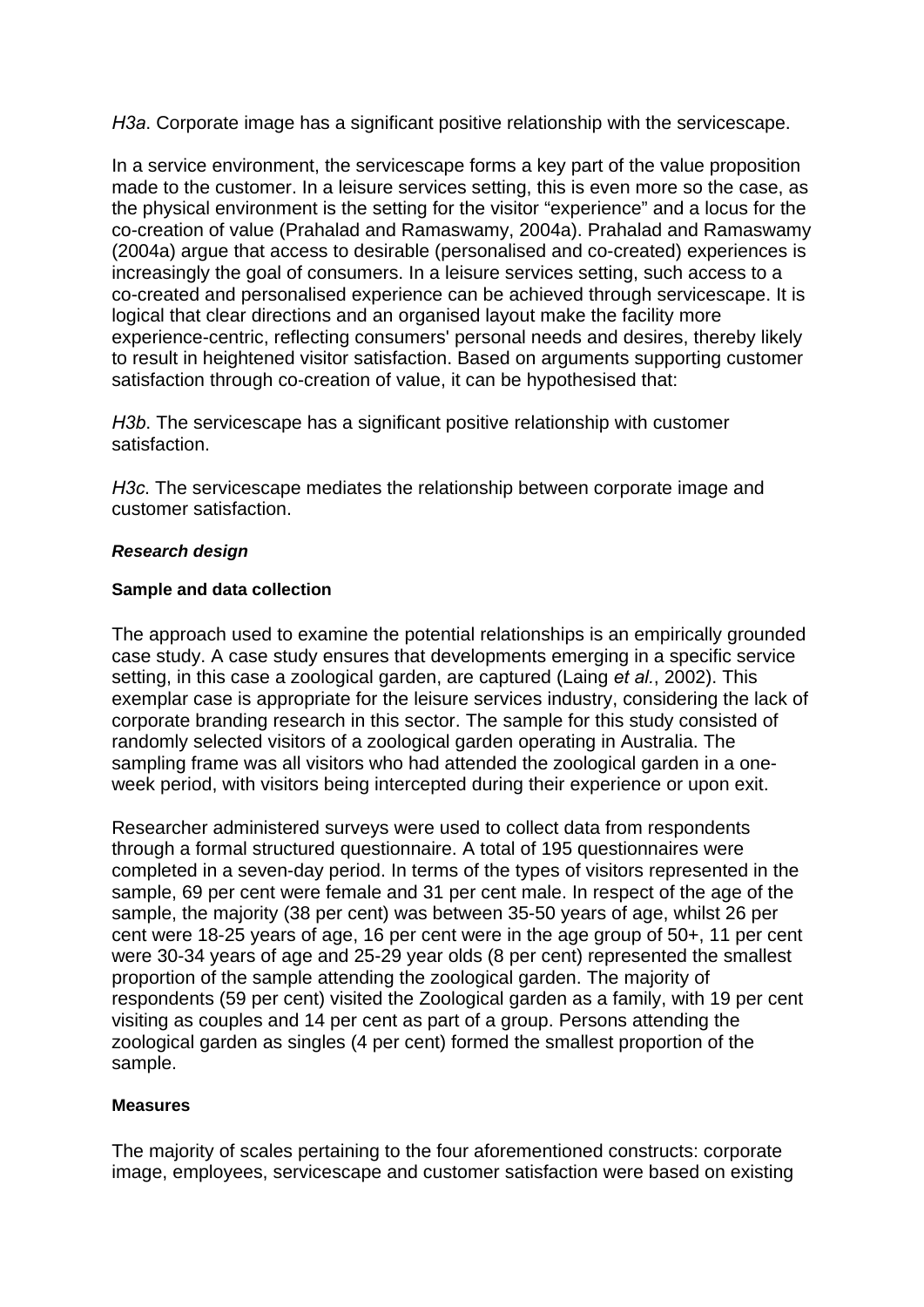*H3a*. Corporate image has a significant positive relationship with the servicescape.

In a service environment, the servicescape forms a key part of the value proposition made to the customer. In a leisure services setting, this is even more so the case, as the physical environment is the setting for the visitor "experience" and a locus for the co-creation of value (Prahalad and Ramaswamy, 2004a). Prahalad and Ramaswamy (2004a) argue that access to desirable (personalised and co-created) experiences is increasingly the goal of consumers. In a leisure services setting, such access to a co-created and personalised experience can be achieved through servicescape. It is logical that clear directions and an organised layout make the facility more experience-centric, reflecting consumers' personal needs and desires, thereby likely to result in heightened visitor satisfaction. Based on arguments supporting customer satisfaction through co-creation of value, it can be hypothesised that:

*H3b*. The servicescape has a significant positive relationship with customer satisfaction.

*H3c*. The servicescape mediates the relationship between corporate image and customer satisfaction.

### ***Research design***

#### **Sample and data collection**

The approach used to examine the potential relationships is an empirically grounded case study. A case study ensures that developments emerging in a specific service setting, in this case a zoological garden, are captured (Laing *et al.*, 2002). This exemplar case is appropriate for the leisure services industry, considering the lack of corporate branding research in this sector. The sample for this study consisted of randomly selected visitors of a zoological garden operating in Australia. The sampling frame was all visitors who had attended the zoological garden in a one-week period, with visitors being intercepted during their experience or upon exit.

Researcher administered surveys were used to collect data from respondents through a formal structured questionnaire. A total of 195 questionnaires were completed in a seven-day period. In terms of the types of visitors represented in the sample, 69 per cent were female and 31 per cent male. In respect of the age of the sample, the majority (38 per cent) was between 35-50 years of age, whilst 26 per cent were 18-25 years of age, 16 per cent were in the age group of 50+, 11 per cent were 30-34 years of age and 25-29 year olds (8 per cent) represented the smallest proportion of the sample attending the zoological garden. The majority of respondents (59 per cent) visited the Zoological garden as a family, with 19 per cent visiting as couples and 14 per cent as part of a group. Persons attending the zoological garden as singles (4 per cent) formed the smallest proportion of the sample.

#### **Measures**

The majority of scales pertaining to the four aforementioned constructs: corporate image, employees, servicescape and customer satisfaction were based on existing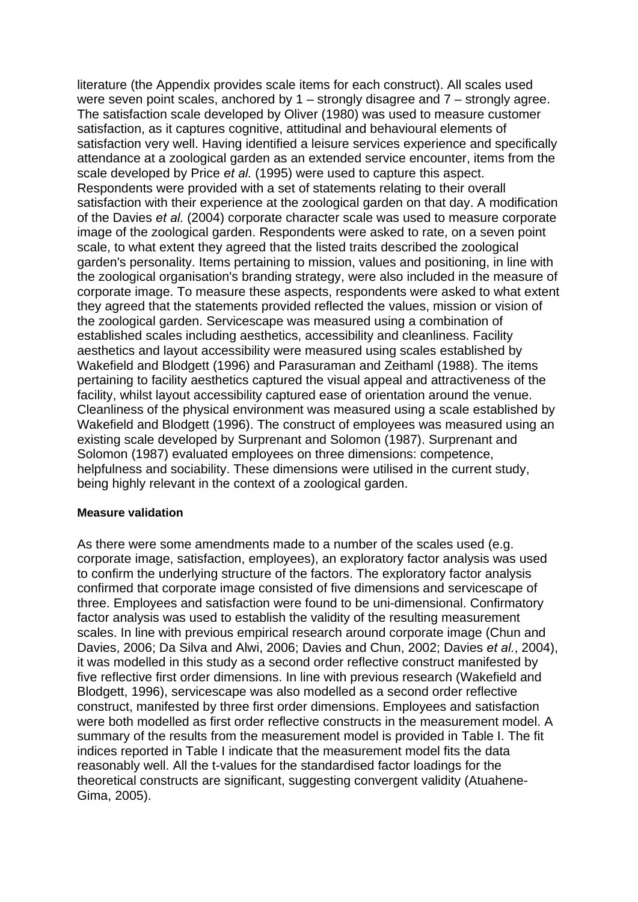literature (the Appendix provides scale items for each construct). All scales used were seven point scales, anchored by 1 – strongly disagree and 7 – strongly agree. The satisfaction scale developed by Oliver (1980) was used to measure customer satisfaction, as it captures cognitive, attitudinal and behavioural elements of satisfaction very well. Having identified a leisure services experience and specifically attendance at a zoological garden as an extended service encounter, items from the scale developed by Price *et al.* (1995) were used to capture this aspect. Respondents were provided with a set of statements relating to their overall satisfaction with their experience at the zoological garden on that day. A modification of the Davies *et al.* (2004) corporate character scale was used to measure corporate image of the zoological garden. Respondents were asked to rate, on a seven point scale, to what extent they agreed that the listed traits described the zoological garden's personality. Items pertaining to mission, values and positioning, in line with the zoological organisation's branding strategy, were also included in the measure of corporate image. To measure these aspects, respondents were asked to what extent they agreed that the statements provided reflected the values, mission or vision of the zoological garden. Servicescape was measured using a combination of established scales including aesthetics, accessibility and cleanliness. Facility aesthetics and layout accessibility were measured using scales established by Wakefield and Blodgett (1996) and Parasuraman and Zeithaml (1988). The items pertaining to facility aesthetics captured the visual appeal and attractiveness of the facility, whilst layout accessibility captured ease of orientation around the venue. Cleanliness of the physical environment was measured using a scale established by Wakefield and Blodgett (1996). The construct of employees was measured using an existing scale developed by Surprenant and Solomon (1987). Surprenant and Solomon (1987) evaluated employees on three dimensions: competence, helpfulness and sociability. These dimensions were utilised in the current study, being highly relevant in the context of a zoological garden.

#### Measure validation

As there were some amendments made to a number of the scales used (e.g. corporate image, satisfaction, employees), an exploratory factor analysis was used to confirm the underlying structure of the factors. The exploratory factor analysis confirmed that corporate image consisted of five dimensions and servicescape of three. Employees and satisfaction were found to be uni-dimensional. Confirmatory factor analysis was used to establish the validity of the resulting measurement scales. In line with previous empirical research around corporate image (Chun and Davies, 2006; Da Silva and Alwi, 2006; Davies and Chun, 2002; Davies *et al.*, 2004), it was modelled in this study as a second order reflective construct manifested by five reflective first order dimensions. In line with previous research (Wakefield and Blodgett, 1996), servicescape was also modelled as a second order reflective construct, manifested by three first order dimensions. Employees and satisfaction were both modelled as first order reflective constructs in the measurement model. A summary of the results from the measurement model is provided in Table I. The fit indices reported in Table I indicate that the measurement model fits the data reasonably well. All the t-values for the standardised factor loadings for the theoretical constructs are significant, suggesting convergent validity (Atuahene-Gima, 2005).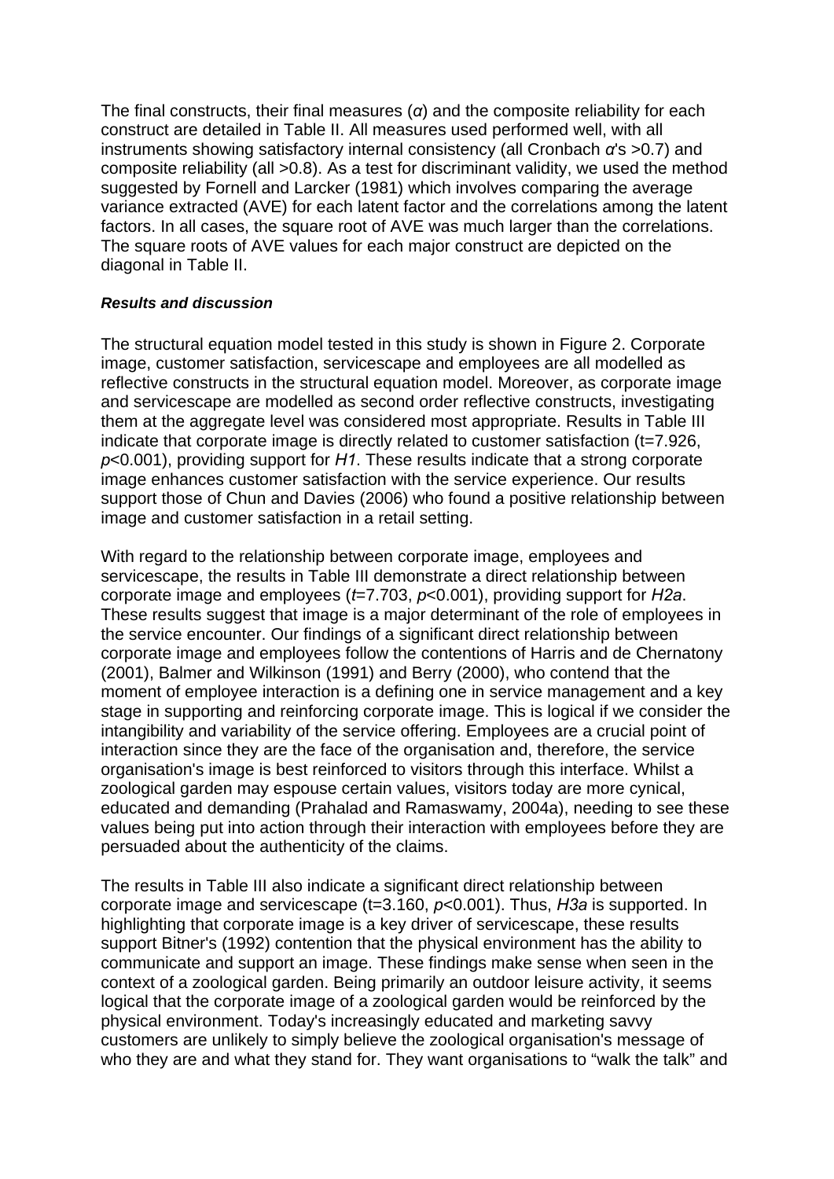The final constructs, their final measures ($\alpha$) and the composite reliability for each construct are detailed in Table II. All measures used performed well, with all instruments showing satisfactory internal consistency (all Cronbach $\alpha$'s >0.7) and composite reliability (all >0.8). As a test for discriminant validity, we used the method suggested by Fornell and Larcker (1981) which involves comparing the average variance extracted (AVE) for each latent factor and the correlations among the latent factors. In all cases, the square root of AVE was much larger than the correlations. The square roots of AVE values for each major construct are depicted on the diagonal in Table II.

***Results and discussion***

The structural equation model tested in this study is shown in Figure 2. Corporate image, customer satisfaction, servicescape and employees are all modelled as reflective constructs in the structural equation model. Moreover, as corporate image and servicescape are modelled as second order reflective constructs, investigating them at the aggregate level was considered most appropriate. Results in Table III indicate that corporate image is directly related to customer satisfaction ($t$=7.926, $p$<0.001), providing support for *H1*. These results indicate that a strong corporate image enhances customer satisfaction with the service experience. Our results support those of Chun and Davies (2006) who found a positive relationship between image and customer satisfaction in a retail setting.

With regard to the relationship between corporate image, employees and servicescape, the results in Table III demonstrate a direct relationship between corporate image and employees ($t$=7.703, $p$<0.001), providing support for *H2a*. These results suggest that image is a major determinant of the role of employees in the service encounter. Our findings of a significant direct relationship between corporate image and employees follow the contentions of Harris and de Chernatony (2001), Balmer and Wilkinson (1991) and Berry (2000), who contend that the moment of employee interaction is a defining one in service management and a key stage in supporting and reinforcing corporate image. This is logical if we consider the intangibility and variability of the service offering. Employees are a crucial point of interaction since they are the face of the organisation and, therefore, the service organisation's image is best reinforced to visitors through this interface. Whilst a zoological garden may espouse certain values, visitors today are more cynical, educated and demanding (Prahalad and Ramaswamy, 2004a), needing to see these values being put into action through their interaction with employees before they are persuaded about the authenticity of the claims.

The results in Table III also indicate a significant direct relationship between corporate image and servicescape ($t$=3.160, $p$<0.001). Thus, *H3a* is supported. In highlighting that corporate image is a key driver of servicescape, these results support Bitner's (1992) contention that the physical environment has the ability to communicate and support an image. These findings make sense when seen in the context of a zoological garden. Being primarily an outdoor leisure activity, it seems logical that the corporate image of a zoological garden would be reinforced by the physical environment. Today's increasingly educated and marketing savvy customers are unlikely to simply believe the zoological organisation's message of who they are and what they stand for. They want organisations to "walk the talk" and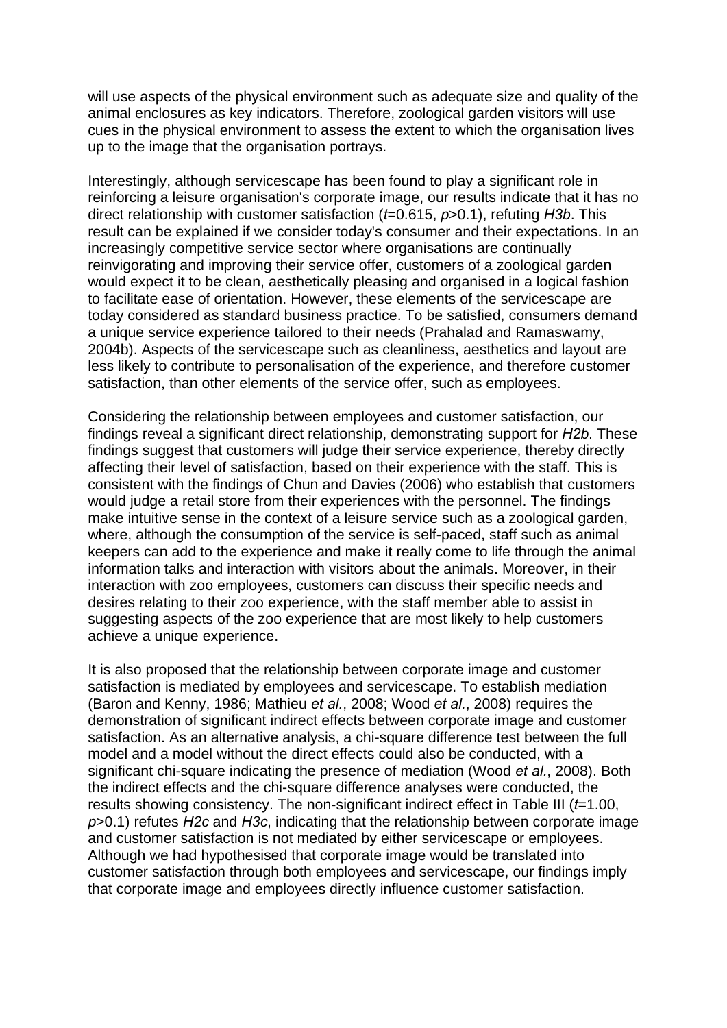will use aspects of the physical environment such as adequate size and quality of the animal enclosures as key indicators. Therefore, zoological garden visitors will use cues in the physical environment to assess the extent to which the organisation lives up to the image that the organisation portrays.

Interestingly, although servicescape has been found to play a significant role in reinforcing a leisure organisation's corporate image, our results indicate that it has no direct relationship with customer satisfaction ($t$=0.615, $p$>0.1), refuting *H3b*. This result can be explained if we consider today's consumer and their expectations. In an increasingly competitive service sector where organisations are continually reinvigorating and improving their service offer, customers of a zoological garden would expect it to be clean, aesthetically pleasing and organised in a logical fashion to facilitate ease of orientation. However, these elements of the servicescape are today considered as standard business practice. To be satisfied, consumers demand a unique service experience tailored to their needs (Prahalad and Ramaswamy, 2004b). Aspects of the servicescape such as cleanliness, aesthetics and layout are less likely to contribute to personalisation of the experience, and therefore customer satisfaction, than other elements of the service offer, such as employees.

Considering the relationship between employees and customer satisfaction, our findings reveal a significant direct relationship, demonstrating support for *H2b*. These findings suggest that customers will judge their service experience, thereby directly affecting their level of satisfaction, based on their experience with the staff. This is consistent with the findings of Chun and Davies (2006) who establish that customers would judge a retail store from their experiences with the personnel. The findings make intuitive sense in the context of a leisure service such as a zoological garden, where, although the consumption of the service is self-paced, staff such as animal keepers can add to the experience and make it really come to life through the animal information talks and interaction with visitors about the animals. Moreover, in their interaction with zoo employees, customers can discuss their specific needs and desires relating to their zoo experience, with the staff member able to assist in suggesting aspects of the zoo experience that are most likely to help customers achieve a unique experience.

It is also proposed that the relationship between corporate image and customer satisfaction is mediated by employees and servicescape. To establish mediation (Baron and Kenny, 1986; Mathieu *et al.*, 2008; Wood *et al.*, 2008) requires the demonstration of significant indirect effects between corporate image and customer satisfaction. As an alternative analysis, a chi-square difference test between the full model and a model without the direct effects could also be conducted, with a significant chi-square indicating the presence of mediation (Wood *et al.*, 2008). Both the indirect effects and the chi-square difference analyses were conducted, the results showing consistency. The non-significant indirect effect in Table III ($t$=1.00, $p$>0.1) refutes *H2c* and *H3c*, indicating that the relationship between corporate image and customer satisfaction is not mediated by either servicescape or employees. Although we had hypothesised that corporate image would be translated into customer satisfaction through both employees and servicescape, our findings imply that corporate image and employees directly influence customer satisfaction.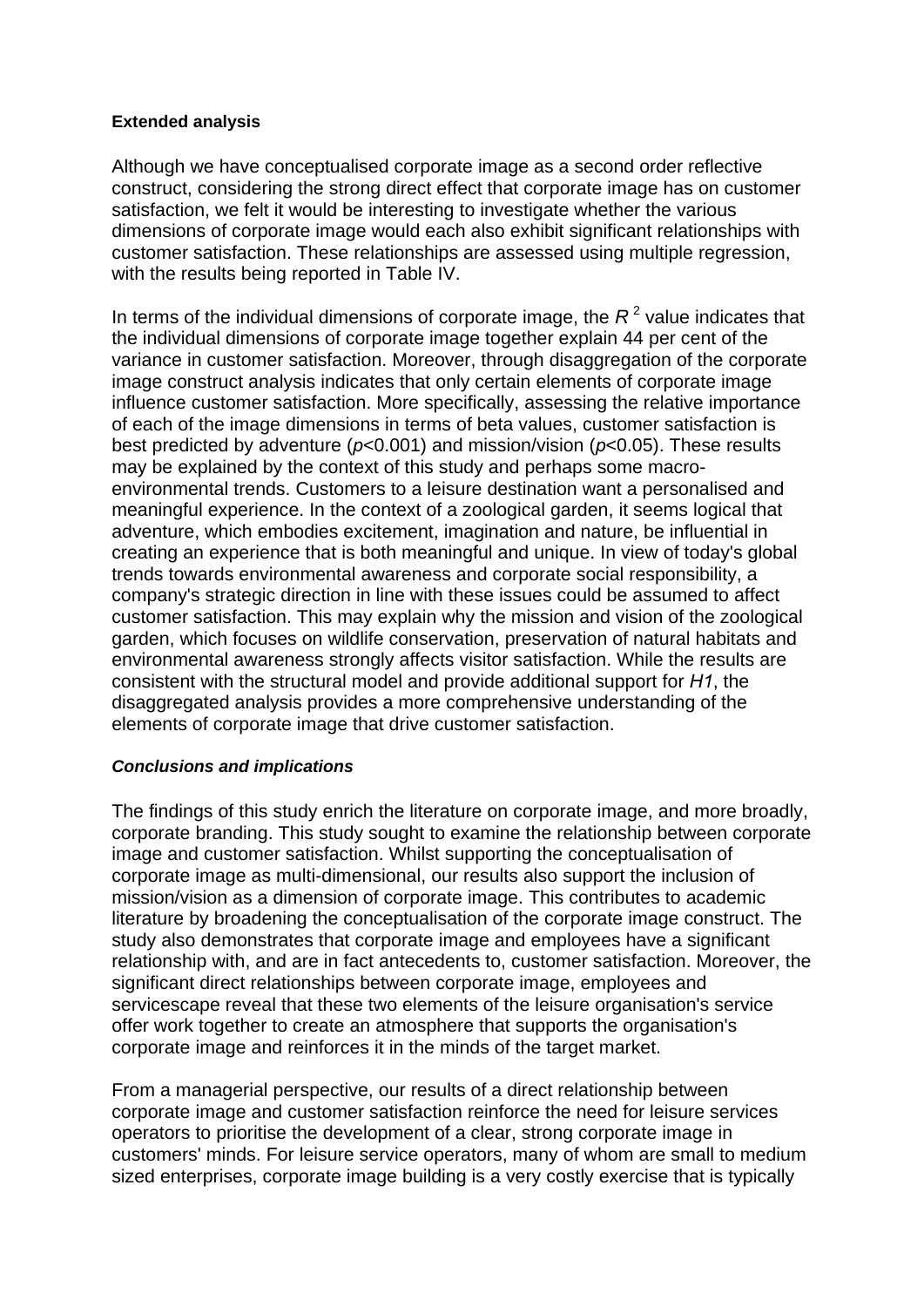**Extended analysis**

Although we have conceptualised corporate image as a second order reflective construct, considering the strong direct effect that corporate image has on customer satisfaction, we felt it would be interesting to investigate whether the various dimensions of corporate image would each also exhibit significant relationships with customer satisfaction. These relationships are assessed using multiple regression, with the results being reported in Table IV.

In terms of the individual dimensions of corporate image, the $R^2$ value indicates that the individual dimensions of corporate image together explain 44 per cent of the variance in customer satisfaction. Moreover, through disaggregation of the corporate image construct analysis indicates that only certain elements of corporate image influence customer satisfaction. More specifically, assessing the relative importance of each of the image dimensions in terms of beta values, customer satisfaction is best predicted by adventure ($p<0.001$) and mission/vision ($p<0.05$). These results may be explained by the context of this study and perhaps some macro-environmental trends. Customers to a leisure destination want a personalised and meaningful experience. In the context of a zoological garden, it seems logical that adventure, which embodies excitement, imagination and nature, be influential in creating an experience that is both meaningful and unique. In view of today's global trends towards environmental awareness and corporate social responsibility, a company's strategic direction in line with these issues could be assumed to affect customer satisfaction. This may explain why the mission and vision of the zoological garden, which focuses on wildlife conservation, preservation of natural habitats and environmental awareness strongly affects visitor satisfaction. While the results are consistent with the structural model and provide additional support for *H1*, the disaggregated analysis provides a more comprehensive understanding of the elements of corporate image that drive customer satisfaction.

***Conclusions and implications***

The findings of this study enrich the literature on corporate image, and more broadly, corporate branding. This study sought to examine the relationship between corporate image and customer satisfaction. Whilst supporting the conceptualisation of corporate image as multi-dimensional, our results also support the inclusion of mission/vision as a dimension of corporate image. This contributes to academic literature by broadening the conceptualisation of the corporate image construct. The study also demonstrates that corporate image and employees have a significant relationship with, and are in fact antecedents to, customer satisfaction. Moreover, the significant direct relationships between corporate image, employees and servicescape reveal that these two elements of the leisure organisation's service offer work together to create an atmosphere that supports the organisation's corporate image and reinforces it in the minds of the target market.

From a managerial perspective, our results of a direct relationship between corporate image and customer satisfaction reinforce the need for leisure services operators to prioritise the development of a clear, strong corporate image in customers' minds. For leisure service operators, many of whom are small to medium sized enterprises, corporate image building is a very costly exercise that is typically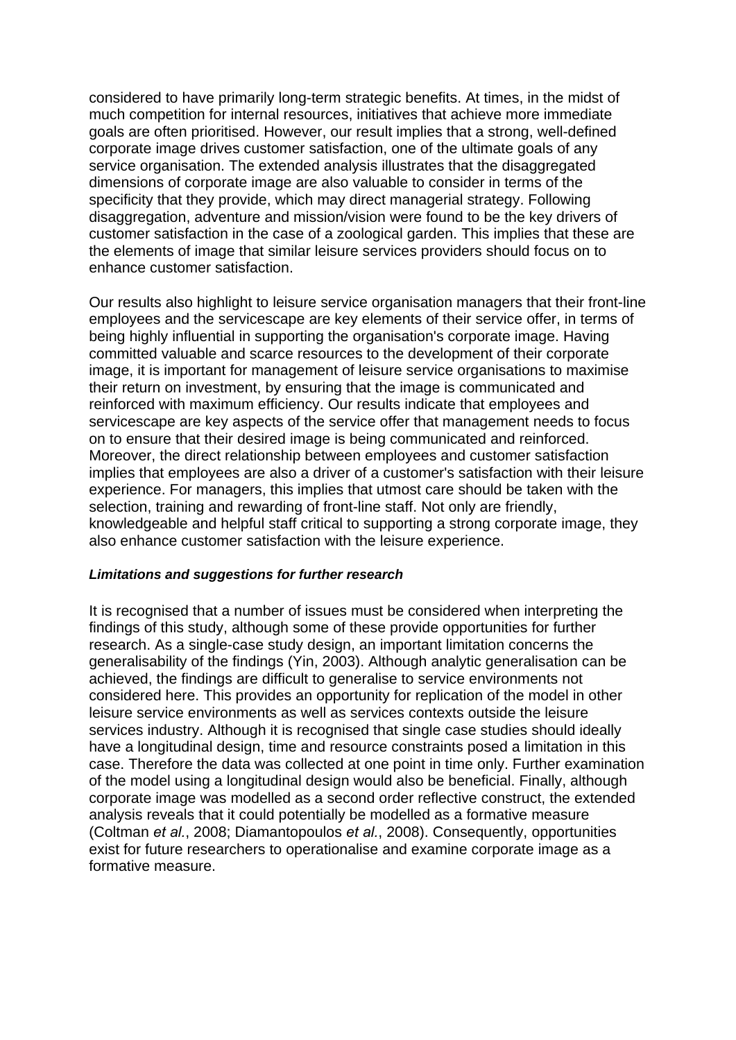considered to have primarily long-term strategic benefits. At times, in the midst of much competition for internal resources, initiatives that achieve more immediate goals are often prioritised. However, our result implies that a strong, well-defined corporate image drives customer satisfaction, one of the ultimate goals of any service organisation. The extended analysis illustrates that the disaggregated dimensions of corporate image are also valuable to consider in terms of the specificity that they provide, which may direct managerial strategy. Following disaggregation, adventure and mission/vision were found to be the key drivers of customer satisfaction in the case of a zoological garden. This implies that these are the elements of image that similar leisure services providers should focus on to enhance customer satisfaction.

Our results also highlight to leisure service organisation managers that their front-line employees and the servicescape are key elements of their service offer, in terms of being highly influential in supporting the organisation's corporate image. Having committed valuable and scarce resources to the development of their corporate image, it is important for management of leisure service organisations to maximise their return on investment, by ensuring that the image is communicated and reinforced with maximum efficiency. Our results indicate that employees and servicescape are key aspects of the service offer that management needs to focus on to ensure that their desired image is being communicated and reinforced. Moreover, the direct relationship between employees and customer satisfaction implies that employees are also a driver of a customer's satisfaction with their leisure experience. For managers, this implies that utmost care should be taken with the selection, training and rewarding of front-line staff. Not only are friendly, knowledgeable and helpful staff critical to supporting a strong corporate image, they also enhance customer satisfaction with the leisure experience.

***Limitations and suggestions for further research***

It is recognised that a number of issues must be considered when interpreting the findings of this study, although some of these provide opportunities for further research. As a single-case study design, an important limitation concerns the generalisability of the findings (Yin, 2003). Although analytic generalisation can be achieved, the findings are difficult to generalise to service environments not considered here. This provides an opportunity for replication of the model in other leisure service environments as well as services contexts outside the leisure services industry. Although it is recognised that single case studies should ideally have a longitudinal design, time and resource constraints posed a limitation in this case. Therefore the data was collected at one point in time only. Further examination of the model using a longitudinal design would also be beneficial. Finally, although corporate image was modelled as a second order reflective construct, the extended analysis reveals that it could potentially be modelled as a formative measure (Coltman *et al.*, 2008; Diamantopoulos *et al.*, 2008). Consequently, opportunities exist for future researchers to operationalise and examine corporate image as a formative measure.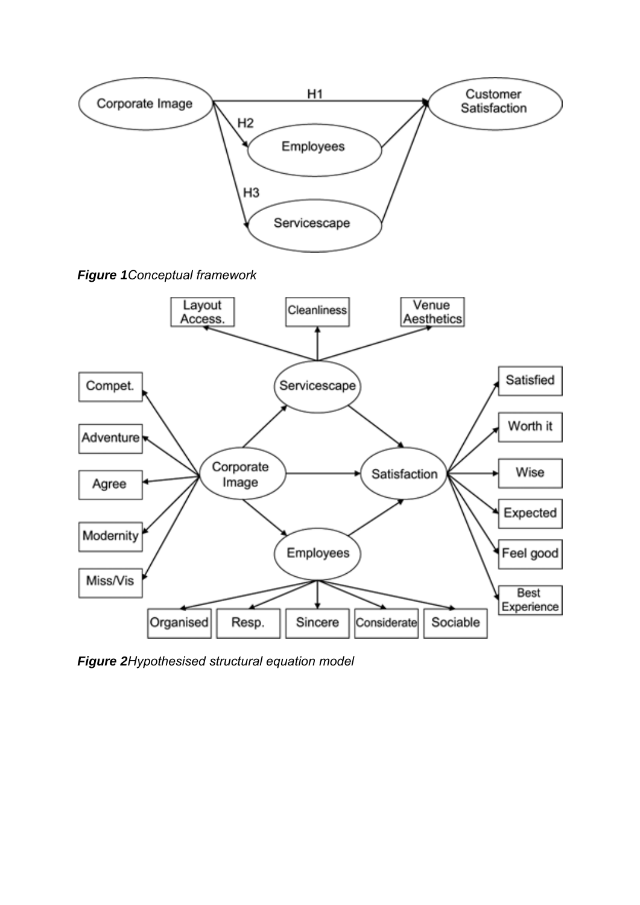***Figure 1****Conceptual framework*

***Figure 2****Hypothesised structural equation model*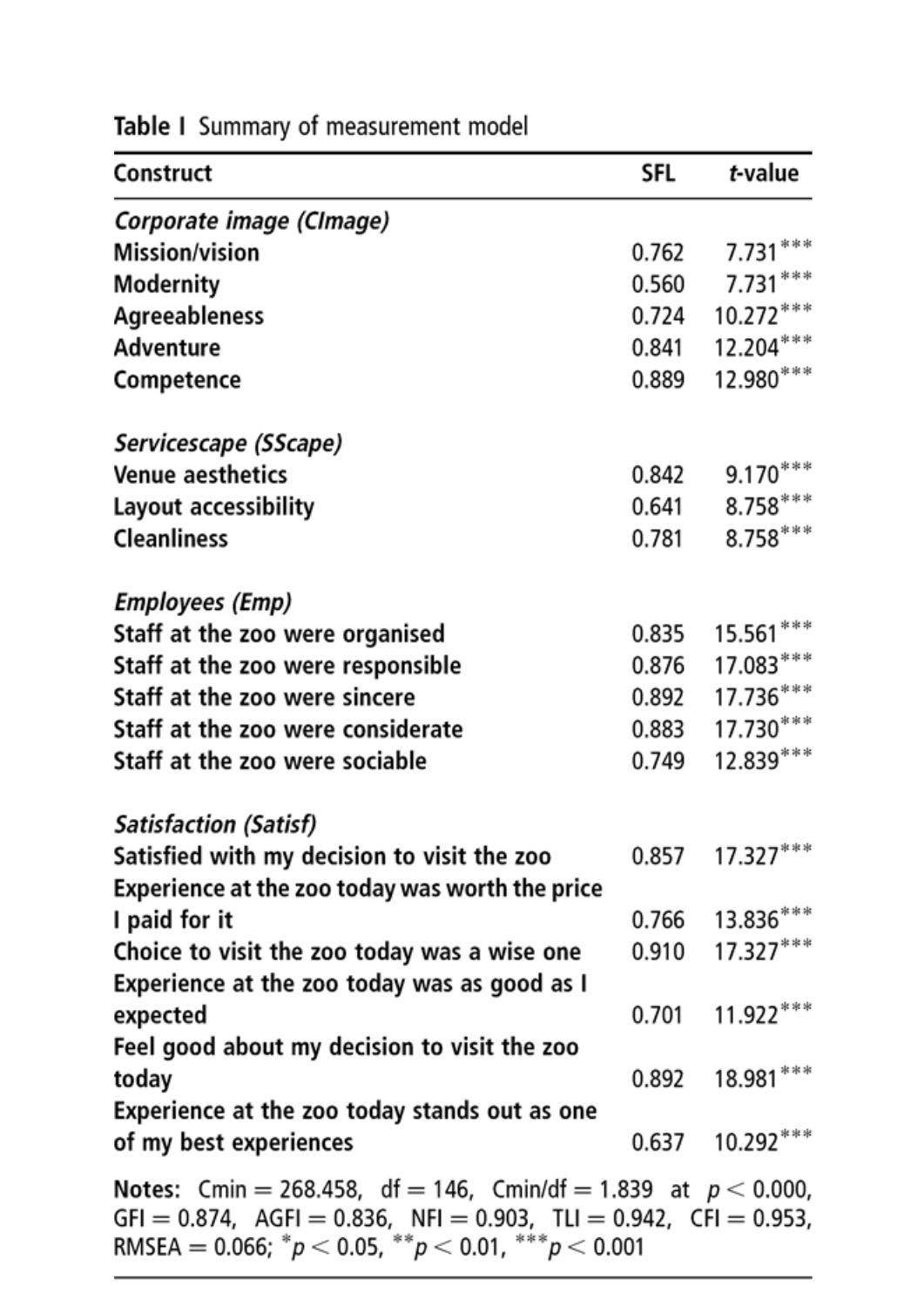**Table I** Summary of measurement model

| Construct | SFL | *t*-value |
|---|---|---|
| *Corporate image (CImage)* | | |
| Mission/vision | 0.762 | 7.731*** |
| Modernity | 0.560 | 7.731*** |
| Agreeableness | 0.724 | 10.272*** |
| Adventure | 0.841 | 12.204*** |
| Competence | 0.889 | 12.980*** |
| *Servicescape (SScape)* | | |
| Venue aesthetics | 0.842 | 9.170*** |
| Layout accessibility | 0.641 | 8.758*** |
| Cleanliness | 0.781 | 8.758*** |
| *Employees (Emp)* | | |
| Staff at the zoo were organised | 0.835 | 15.561*** |
| Staff at the zoo were responsible | 0.876 | 17.083*** |
| Staff at the zoo were sincere | 0.892 | 17.736*** |
| Staff at the zoo were considerate | 0.883 | 17.730*** |
| Staff at the zoo were sociable | 0.749 | 12.839*** |
| *Satisfaction (Satisf)* | | |
| Satisfied with my decision to visit the zoo | 0.857 | 17.327*** |
| Experience at the zoo today was worth the price I paid for it | 0.766 | 13.836*** |
| Choice to visit the zoo today was a wise one | 0.910 | 17.327*** |
| Experience at the zoo today was as good as I expected | 0.701 | 11.922*** |
| Feel good about my decision to visit the zoo today | 0.892 | 18.981*** |
| Experience at the zoo today stands out as one of my best experiences | 0.637 | 10.292*** |

**Notes:** Cmin = 268.458, df = 146, Cmin/df = 1.839 at $p < 0.000$, GFI = 0.874, AGFI = 0.836, NFI = 0.903, TLI = 0.942, CFI = 0.953, RMSEA = 0.066; \*$p < 0.05$, \*\*$p < 0.01$, \*\*\*$p < 0.001$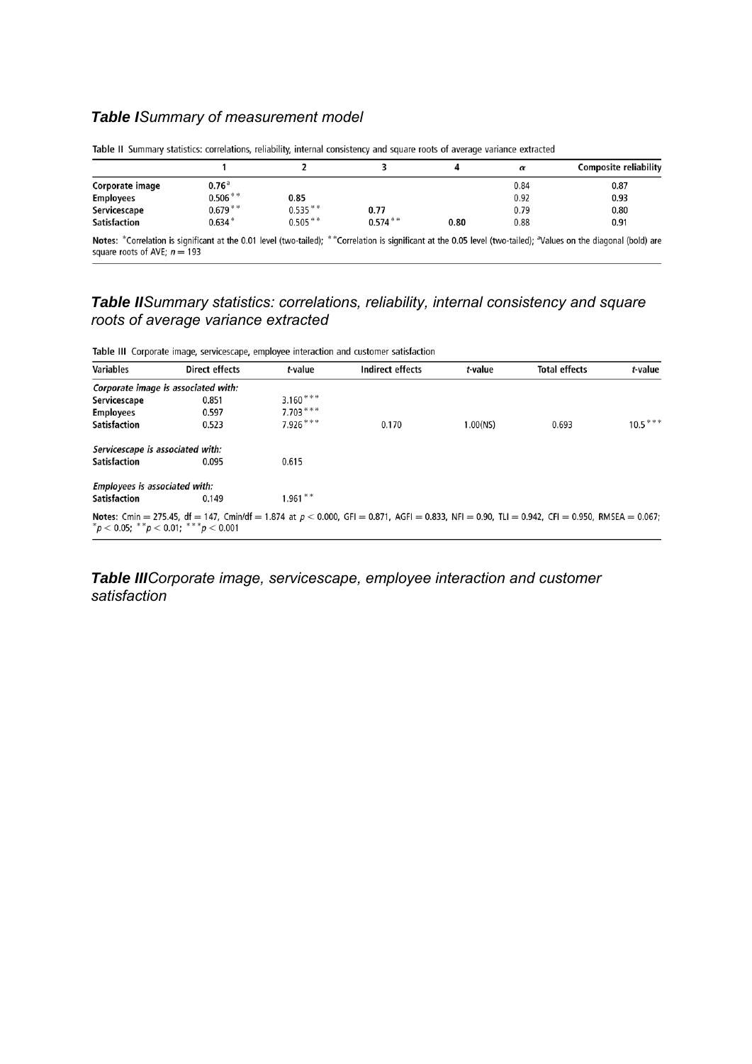***Table I*** *Summary of measurement model*

Table II Summary statistics: correlations, reliability, internal consistency and square roots of average variance extracted

| | 1 | 2 | 3 | 4 | $\alpha$ | Composite reliability |
|---|---|---|---|---|---|---|
| **Corporate image** | **0.76**[a] | | | | 0.84 | 0.87 |
| **Employees** | 0.506** | **0.85** | | | 0.92 | 0.93 |
| **Servicescape** | 0.679** | 0.535** | **0.77** | | 0.79 | 0.80 |
| **Satisfaction** | 0.634* | 0.505** | 0.574** | **0.80** | 0.88 | 0.91 |

**Notes:** *Correlation is significant at the 0.01 level (two-tailed); **Correlation is significant at the 0.05 level (two-tailed); [a]Values on the diagonal (bold) are square roots of AVE; $n = 193$

***Table II*** *Summary statistics: correlations, reliability, internal consistency and square roots of average variance extracted*

Table III Corporate image, servicescape, employee interaction and customer satisfaction

| Variables | Direct effects | *t*-value | Indirect effects | *t*-value | Total effects | *t*-value |
|---|---|---|---|---|---|---|
| *Corporate image is associated with:* | | | | | | |
| **Servicescape** | 0.851 | 3.160*** | | | | |
| **Employees** | 0.597 | 7.703*** | | | | |
| **Satisfaction** | 0.523 | 7.926*** | 0.170 | 1.00(NS) | 0.693 | 10.5*** |
| *Servicescape is associated with:* | | | | | | |
| **Satisfaction** | 0.095 | 0.615 | | | | |
| *Employees is associated with:* | | | | | | |
| **Satisfaction** | 0.149 | 1.961** | | | | |

**Notes:** Cmin = 275.45, df = 147, Cmin/df = 1.874 at $p < 0.000$, GFI = 0.871, AGFI = 0.833, NFI = 0.90, TLI = 0.942, CFI = 0.950, RMSEA = 0.067; *$p < 0.05$; **$p < 0.01$; ***$p < 0.001$

***Table III*** *Corporate image, servicescape, employee interaction and customer satisfaction*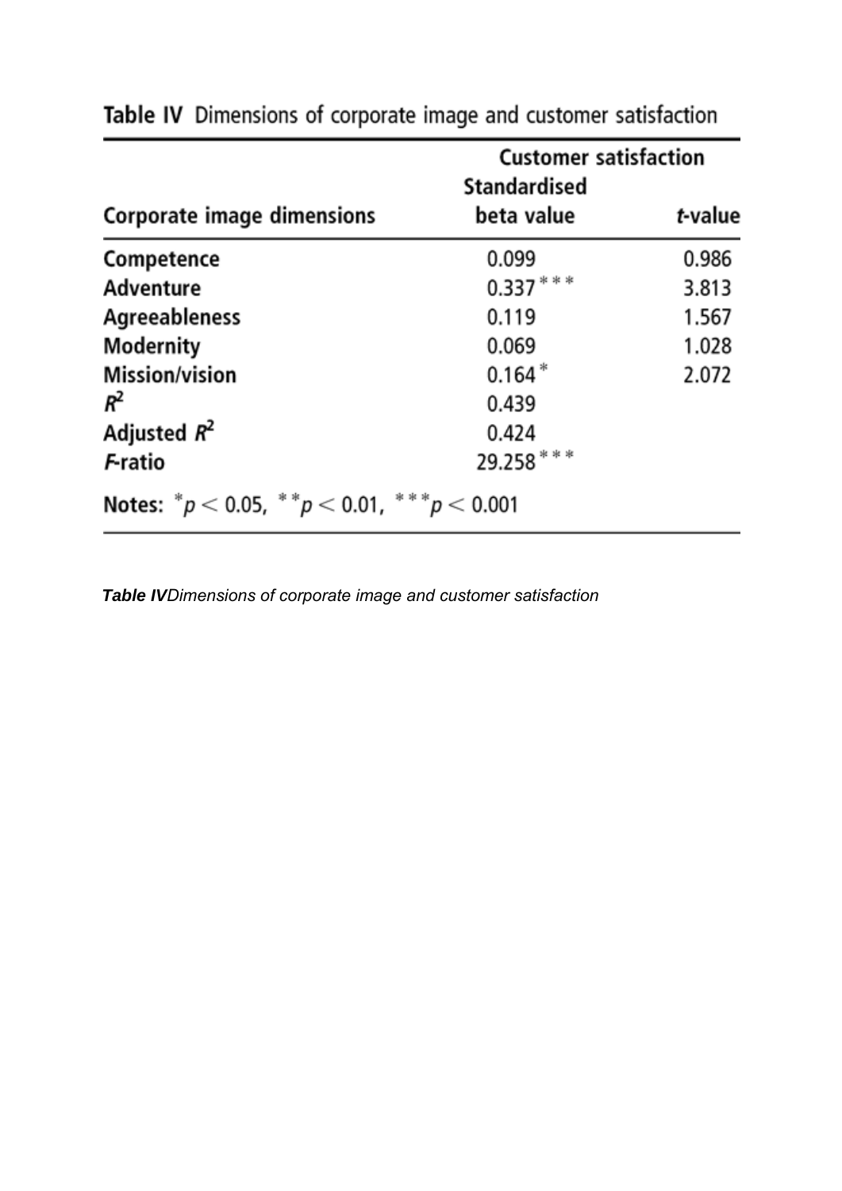**Table IV** Dimensions of corporate image and customer satisfaction

| Corporate image dimensions | Customer satisfaction Standardised beta value | $t$-value |
|---|---|---|
| Competence | 0.099 | 0.986 |
| Adventure | 0.337*** | 3.813 |
| Agreeableness | 0.119 | 1.567 |
| Modernity | 0.069 | 1.028 |
| Mission/vision | 0.164* | 2.072 |
| $R^2$ | 0.439 | |
| Adjusted $R^2$ | 0.424 | |
| $F$-ratio | 29.258*** | |

**Notes:** *$p < 0.05$, **$p < 0.01$, ***$p < 0.001$

***Table IV****Dimensions of corporate image and customer satisfaction*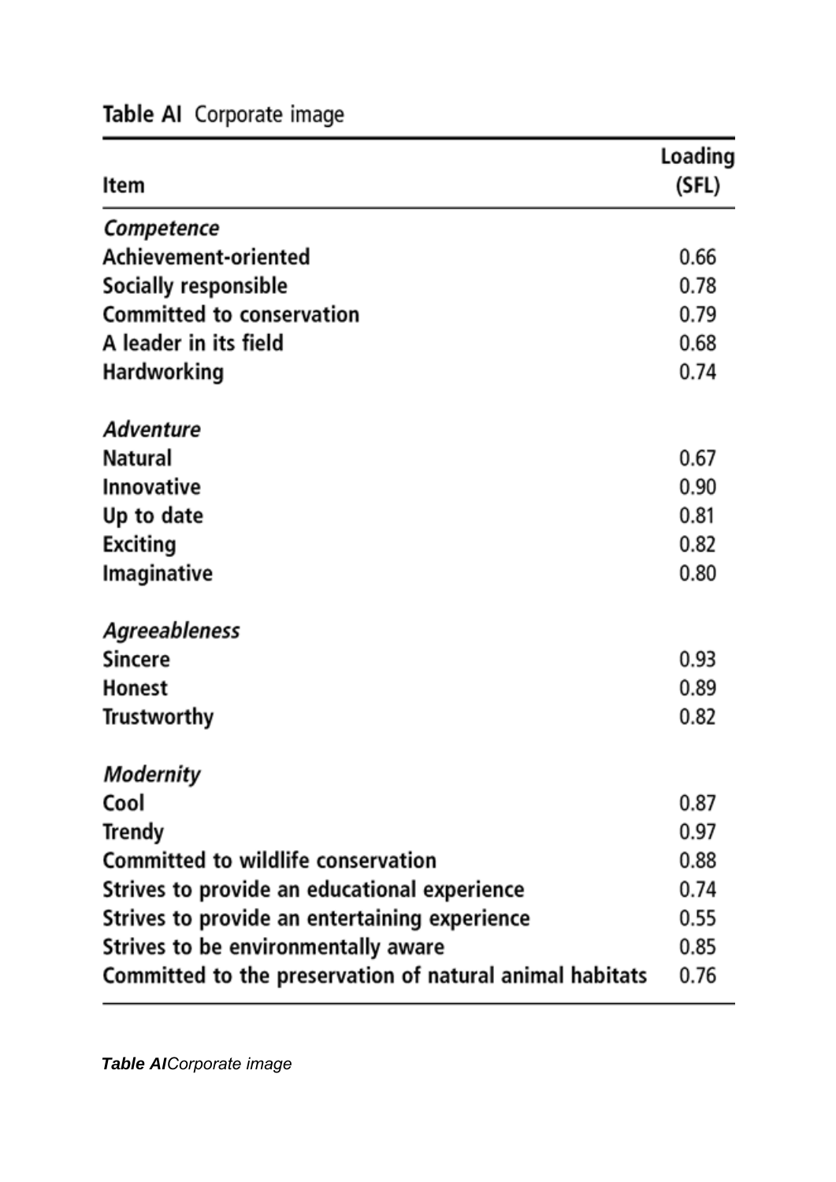**Table AI** Corporate image

| Item | Loading (SFL) |
|---|---|
| *Competence* | |
| Achievement-oriented | 0.66 |
| Socially responsible | 0.78 |
| Committed to conservation | 0.79 |
| A leader in its field | 0.68 |
| Hardworking | 0.74 |
| *Adventure* | |
| Natural | 0.67 |
| Innovative | 0.90 |
| Up to date | 0.81 |
| Exciting | 0.82 |
| Imaginative | 0.80 |
| *Agreeableness* | |
| Sincere | 0.93 |
| Honest | 0.89 |
| Trustworthy | 0.82 |
| *Modernity* | |
| Cool | 0.87 |
| Trendy | 0.97 |
| Committed to wildlife conservation | 0.88 |
| Strives to provide an educational experience | 0.74 |
| Strives to provide an entertaining experience | 0.55 |
| Strives to be environmentally aware | 0.85 |
| Committed to the preservation of natural animal habitats | 0.76 |

***Table AI****Corporate image*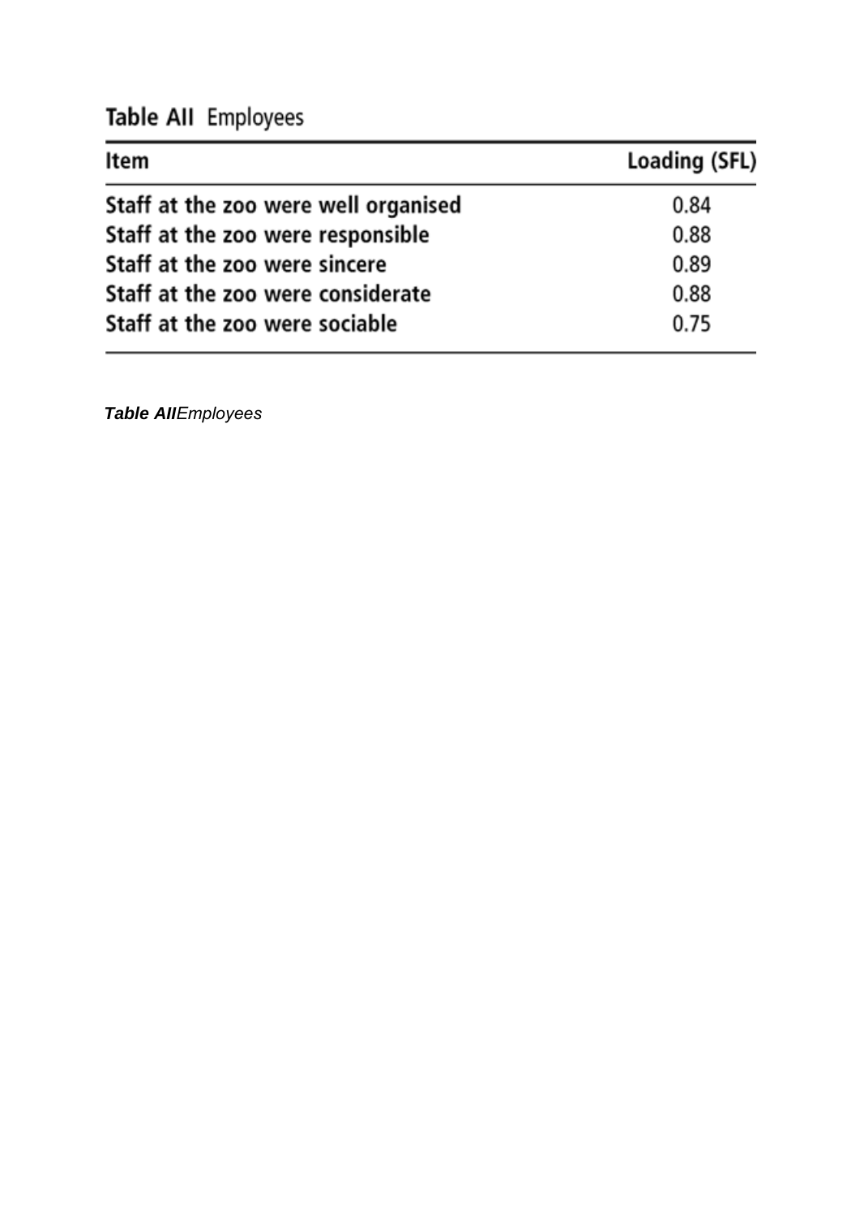**Table AII** Employees

| Item | Loading (SFL) |
|---|---|
| Staff at the zoo were well organised | 0.84 |
| Staff at the zoo were responsible | 0.88 |
| Staff at the zoo were sincere | 0.89 |
| Staff at the zoo were considerate | 0.88 |
| Staff at the zoo were sociable | 0.75 |

***Table AII****Employees*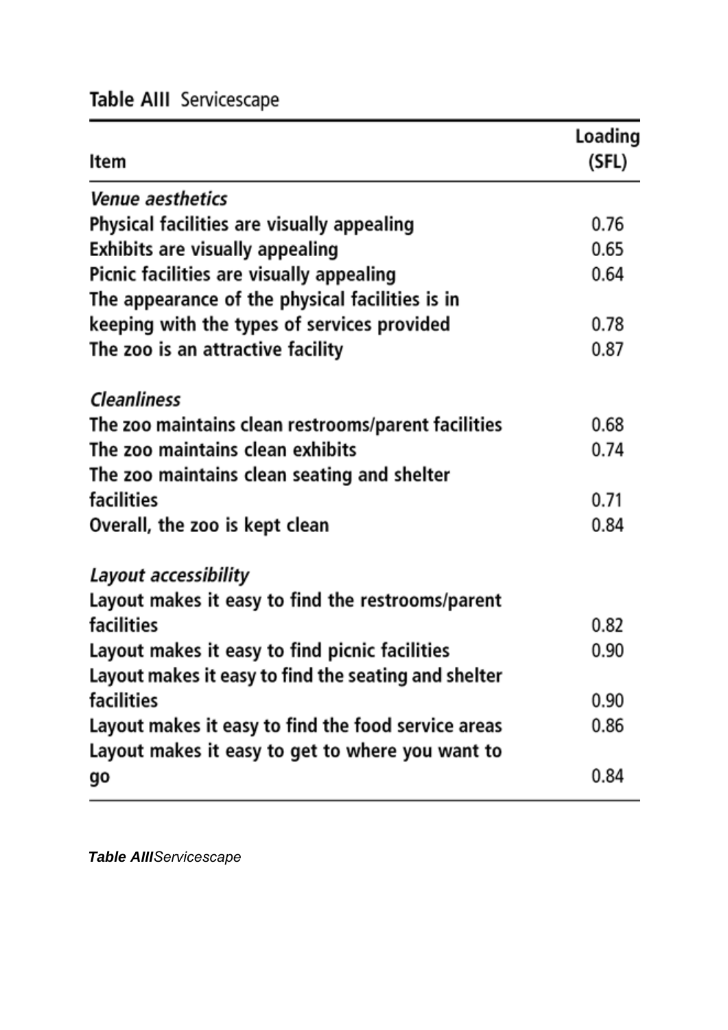**Table AIII** Servicescape

| Item | Loading (SFL) |
|---|---|
| *Venue aesthetics* | |
| Physical facilities are visually appealing | 0.76 |
| Exhibits are visually appealing | 0.65 |
| Picnic facilities are visually appealing | 0.64 |
| The appearance of the physical facilities is in keeping with the types of services provided | 0.78 |
| The zoo is an attractive facility | 0.87 |
| *Cleanliness* | |
| The zoo maintains clean restrooms/parent facilities | 0.68 |
| The zoo maintains clean exhibits | 0.74 |
| The zoo maintains clean seating and shelter facilities | 0.71 |
| Overall, the zoo is kept clean | 0.84 |
| *Layout accessibility* | |
| Layout makes it easy to find the restrooms/parent facilities | 0.82 |
| Layout makes it easy to find picnic facilities | 0.90 |
| Layout makes it easy to find the seating and shelter facilities | 0.90 |
| Layout makes it easy to find the food service areas | 0.86 |
| Layout makes it easy to get to where you want to go | 0.84 |

***Table AIII****Servicescape*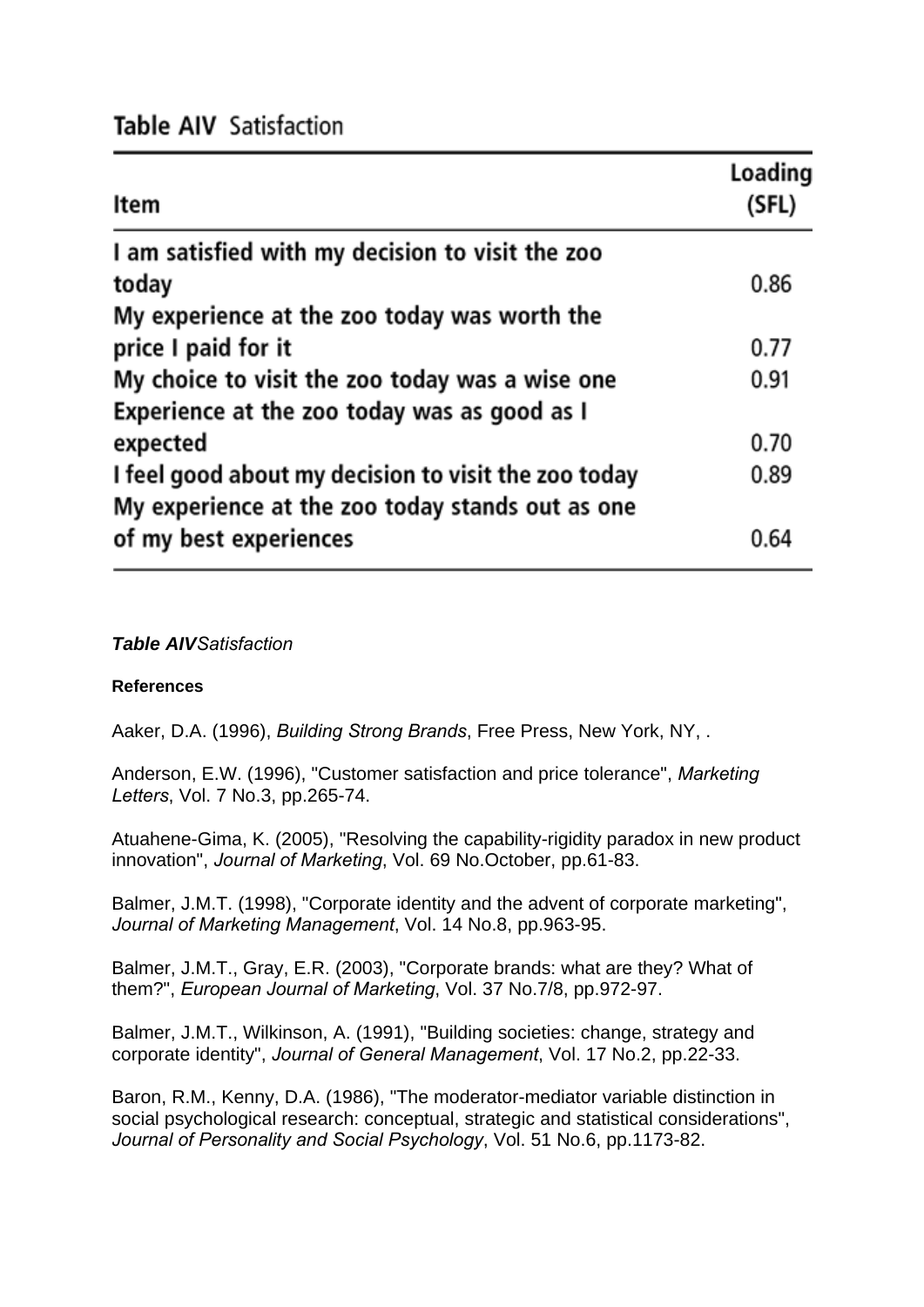**Table AIV** Satisfaction

| Item | Loading (SFL) |
| --- | --- |
| I am satisfied with my decision to visit the zoo today | 0.86 |
| My experience at the zoo today was worth the price I paid for it | 0.77 |
| My choice to visit the zoo today was a wise one | 0.91 |
| Experience at the zoo today was as good as I expected | 0.70 |
| I feel good about my decision to visit the zoo today | 0.89 |
| My experience at the zoo today stands out as one of my best experiences | 0.64 |

***Table AIV****Satisfaction*

**References**

Aaker, D.A. (1996), *Building Strong Brands*, Free Press, New York, NY, .

Anderson, E.W. (1996), "Customer satisfaction and price tolerance", *Marketing Letters*, Vol. 7 No.3, pp.265-74.

Atuahene-Gima, K. (2005), "Resolving the capability-rigidity paradox in new product innovation", *Journal of Marketing*, Vol. 69 No.October, pp.61-83.

Balmer, J.M.T. (1998), "Corporate identity and the advent of corporate marketing", *Journal of Marketing Management*, Vol. 14 No.8, pp.963-95.

Balmer, J.M.T., Gray, E.R. (2003), "Corporate brands: what are they? What of them?", *European Journal of Marketing*, Vol. 37 No.7/8, pp.972-97.

Balmer, J.M.T., Wilkinson, A. (1991), "Building societies: change, strategy and corporate identity", *Journal of General Management*, Vol. 17 No.2, pp.22-33.

Baron, R.M., Kenny, D.A. (1986), "The moderator-mediator variable distinction in social psychological research: conceptual, strategic and statistical considerations", *Journal of Personality and Social Psychology*, Vol. 51 No.6, pp.1173-82.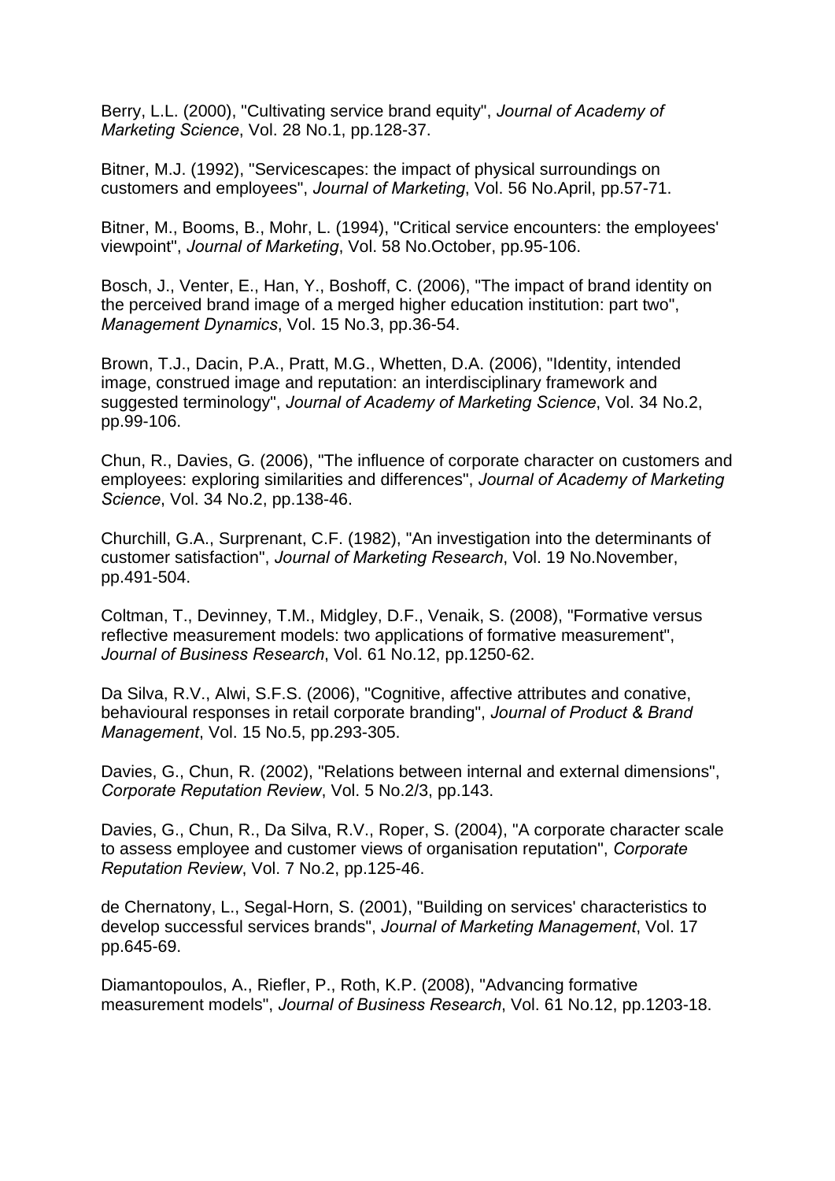Berry, L.L. (2000), "Cultivating service brand equity", *Journal of Academy of Marketing Science*, Vol. 28 No.1, pp.128-37.

Bitner, M.J. (1992), "Servicescapes: the impact of physical surroundings on customers and employees", *Journal of Marketing*, Vol. 56 No.April, pp.57-71.

Bitner, M., Booms, B., Mohr, L. (1994), "Critical service encounters: the employees' viewpoint", *Journal of Marketing*, Vol. 58 No.October, pp.95-106.

Bosch, J., Venter, E., Han, Y., Boshoff, C. (2006), "The impact of brand identity on the perceived brand image of a merged higher education institution: part two", *Management Dynamics*, Vol. 15 No.3, pp.36-54.

Brown, T.J., Dacin, P.A., Pratt, M.G., Whetten, D.A. (2006), "Identity, intended image, construed image and reputation: an interdisciplinary framework and suggested terminology", *Journal of Academy of Marketing Science*, Vol. 34 No.2, pp.99-106.

Chun, R., Davies, G. (2006), "The influence of corporate character on customers and employees: exploring similarities and differences", *Journal of Academy of Marketing Science*, Vol. 34 No.2, pp.138-46.

Churchill, G.A., Surprenant, C.F. (1982), "An investigation into the determinants of customer satisfaction", *Journal of Marketing Research*, Vol. 19 No.November, pp.491-504.

Coltman, T., Devinney, T.M., Midgley, D.F., Venaik, S. (2008), "Formative versus reflective measurement models: two applications of formative measurement", *Journal of Business Research*, Vol. 61 No.12, pp.1250-62.

Da Silva, R.V., Alwi, S.F.S. (2006), "Cognitive, affective attributes and conative, behavioural responses in retail corporate branding", *Journal of Product & Brand Management*, Vol. 15 No.5, pp.293-305.

Davies, G., Chun, R. (2002), "Relations between internal and external dimensions", *Corporate Reputation Review*, Vol. 5 No.2/3, pp.143.

Davies, G., Chun, R., Da Silva, R.V., Roper, S. (2004), "A corporate character scale to assess employee and customer views of organisation reputation", *Corporate Reputation Review*, Vol. 7 No.2, pp.125-46.

de Chernatony, L., Segal-Horn, S. (2001), "Building on services' characteristics to develop successful services brands", *Journal of Marketing Management*, Vol. 17 pp.645-69.

Diamantopoulos, A., Riefler, P., Roth, K.P. (2008), "Advancing formative measurement models", *Journal of Business Research*, Vol. 61 No.12, pp.1203-18.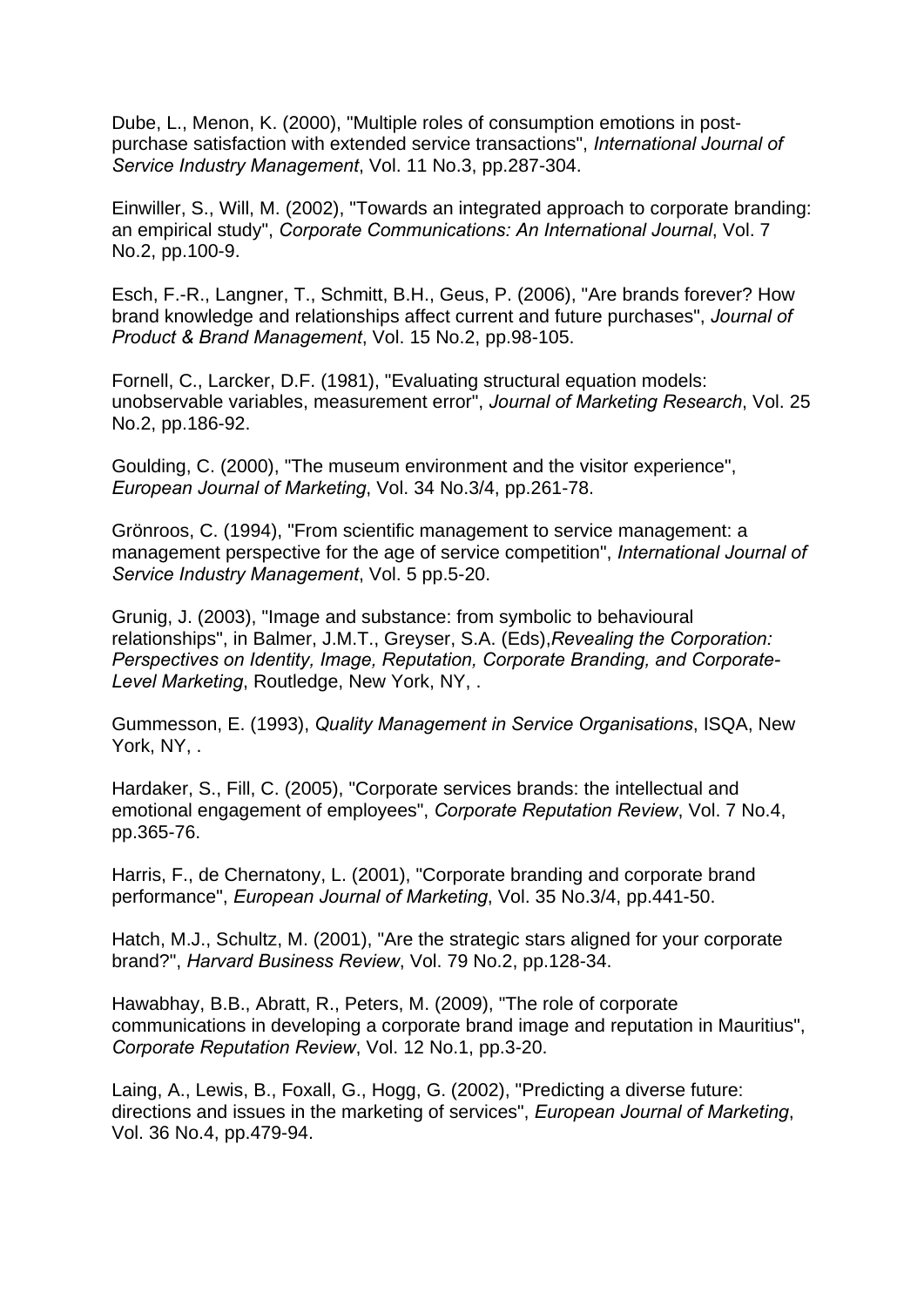Dube, L., Menon, K. (2000), "Multiple roles of consumption emotions in post-purchase satisfaction with extended service transactions", *International Journal of Service Industry Management*, Vol. 11 No.3, pp.287-304.

Einwiller, S., Will, M. (2002), "Towards an integrated approach to corporate branding: an empirical study", *Corporate Communications: An International Journal*, Vol. 7 No.2, pp.100-9.

Esch, F.-R., Langner, T., Schmitt, B.H., Geus, P. (2006), "Are brands forever? How brand knowledge and relationships affect current and future purchases", *Journal of Product & Brand Management*, Vol. 15 No.2, pp.98-105.

Fornell, C., Larcker, D.F. (1981), "Evaluating structural equation models: unobservable variables, measurement error", *Journal of Marketing Research*, Vol. 25 No.2, pp.186-92.

Goulding, C. (2000), "The museum environment and the visitor experience", *European Journal of Marketing*, Vol. 34 No.3/4, pp.261-78.

Grönroos, C. (1994), "From scientific management to service management: a management perspective for the age of service competition", *International Journal of Service Industry Management*, Vol. 5 pp.5-20.

Grunig, J. (2003), "Image and substance: from symbolic to behavioural relationships", in Balmer, J.M.T., Greyser, S.A. (Eds),*Revealing the Corporation: Perspectives on Identity, Image, Reputation, Corporate Branding, and Corporate-Level Marketing*, Routledge, New York, NY, .

Gummesson, E. (1993), *Quality Management in Service Organisations*, ISQA, New York, NY, .

Hardaker, S., Fill, C. (2005), "Corporate services brands: the intellectual and emotional engagement of employees", *Corporate Reputation Review*, Vol. 7 No.4, pp.365-76.

Harris, F., de Chernatony, L. (2001), "Corporate branding and corporate brand performance", *European Journal of Marketing*, Vol. 35 No.3/4, pp.441-50.

Hatch, M.J., Schultz, M. (2001), "Are the strategic stars aligned for your corporate brand?", *Harvard Business Review*, Vol. 79 No.2, pp.128-34.

Hawabhay, B.B., Abratt, R., Peters, M. (2009), "The role of corporate communications in developing a corporate brand image and reputation in Mauritius", *Corporate Reputation Review*, Vol. 12 No.1, pp.3-20.

Laing, A., Lewis, B., Foxall, G., Hogg, G. (2002), "Predicting a diverse future: directions and issues in the marketing of services", *European Journal of Marketing*, Vol. 36 No.4, pp.479-94.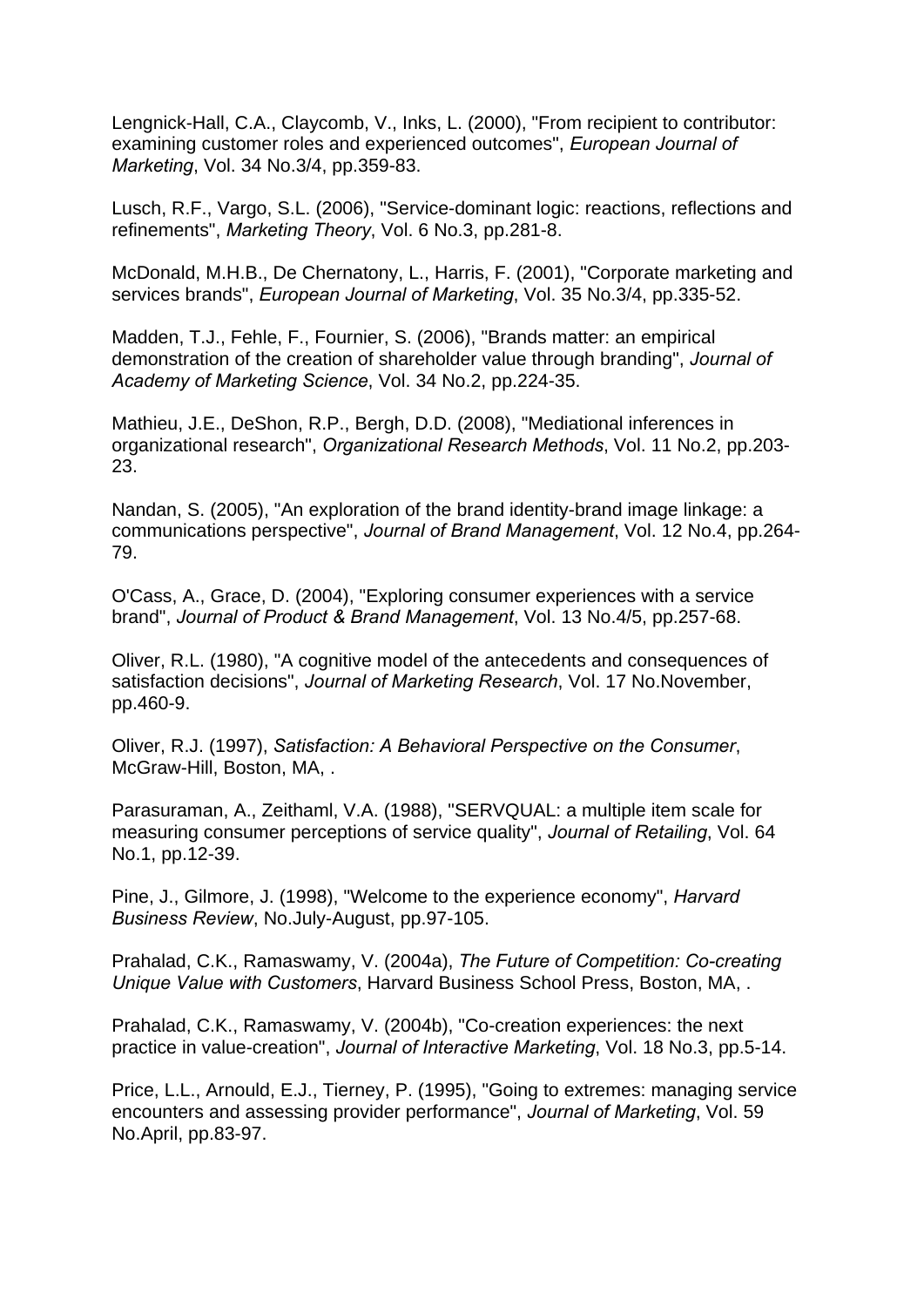Lengnick-Hall, C.A., Claycomb, V., Inks, L. (2000), "From recipient to contributor: examining customer roles and experienced outcomes", *European Journal of Marketing*, Vol. 34 No.3/4, pp.359-83.

Lusch, R.F., Vargo, S.L. (2006), "Service-dominant logic: reactions, reflections and refinements", *Marketing Theory*, Vol. 6 No.3, pp.281-8.

McDonald, M.H.B., De Chernatony, L., Harris, F. (2001), "Corporate marketing and services brands", *European Journal of Marketing*, Vol. 35 No.3/4, pp.335-52.

Madden, T.J., Fehle, F., Fournier, S. (2006), "Brands matter: an empirical demonstration of the creation of shareholder value through branding", *Journal of Academy of Marketing Science*, Vol. 34 No.2, pp.224-35.

Mathieu, J.E., DeShon, R.P., Bergh, D.D. (2008), "Mediational inferences in organizational research", *Organizational Research Methods*, Vol. 11 No.2, pp.203-23.

Nandan, S. (2005), "An exploration of the brand identity-brand image linkage: a communications perspective", *Journal of Brand Management*, Vol. 12 No.4, pp.264-79.

O'Cass, A., Grace, D. (2004), "Exploring consumer experiences with a service brand", *Journal of Product & Brand Management*, Vol. 13 No.4/5, pp.257-68.

Oliver, R.L. (1980), "A cognitive model of the antecedents and consequences of satisfaction decisions", *Journal of Marketing Research*, Vol. 17 No.November, pp.460-9.

Oliver, R.J. (1997), *Satisfaction: A Behavioral Perspective on the Consumer*, McGraw-Hill, Boston, MA, .

Parasuraman, A., Zeithaml, V.A. (1988), "SERVQUAL: a multiple item scale for measuring consumer perceptions of service quality", *Journal of Retailing*, Vol. 64 No.1, pp.12-39.

Pine, J., Gilmore, J. (1998), "Welcome to the experience economy", *Harvard Business Review*, No.July-August, pp.97-105.

Prahalad, C.K., Ramaswamy, V. (2004a), *The Future of Competition: Co-creating Unique Value with Customers*, Harvard Business School Press, Boston, MA, .

Prahalad, C.K., Ramaswamy, V. (2004b), "Co-creation experiences: the next practice in value-creation", *Journal of Interactive Marketing*, Vol. 18 No.3, pp.5-14.

Price, L.L., Arnould, E.J., Tierney, P. (1995), "Going to extremes: managing service encounters and assessing provider performance", *Journal of Marketing*, Vol. 59 No.April, pp.83-97.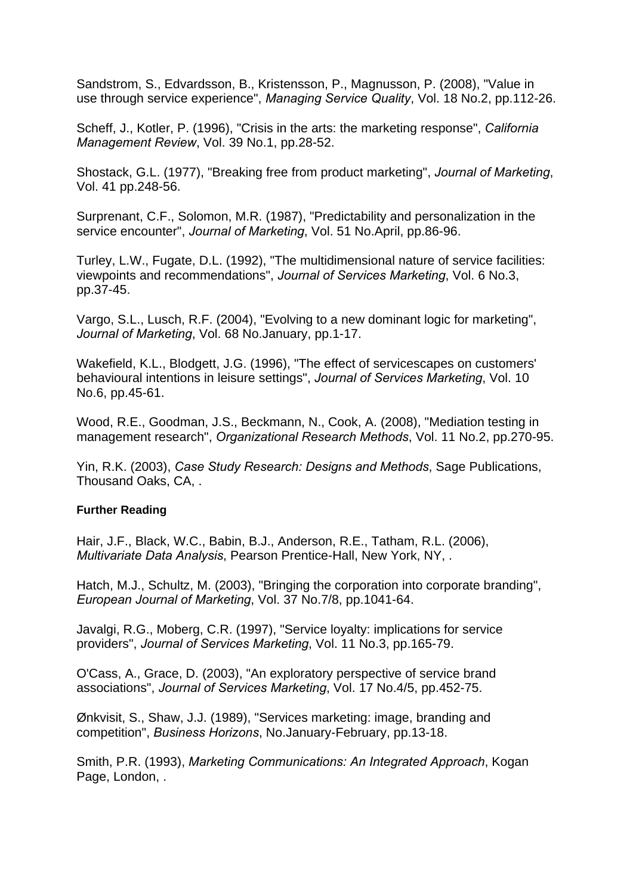Sandstrom, S., Edvardsson, B., Kristensson, P., Magnusson, P. (2008), "Value in use through service experience", *Managing Service Quality*, Vol. 18 No.2, pp.112-26.

Scheff, J., Kotler, P. (1996), "Crisis in the arts: the marketing response", *California Management Review*, Vol. 39 No.1, pp.28-52.

Shostack, G.L. (1977), "Breaking free from product marketing", *Journal of Marketing*, Vol. 41 pp.248-56.

Surprenant, C.F., Solomon, M.R. (1987), "Predictability and personalization in the service encounter", *Journal of Marketing*, Vol. 51 No.April, pp.86-96.

Turley, L.W., Fugate, D.L. (1992), "The multidimensional nature of service facilities: viewpoints and recommendations", *Journal of Services Marketing*, Vol. 6 No.3, pp.37-45.

Vargo, S.L., Lusch, R.F. (2004), "Evolving to a new dominant logic for marketing", *Journal of Marketing*, Vol. 68 No.January, pp.1-17.

Wakefield, K.L., Blodgett, J.G. (1996), "The effect of servicescapes on customers' behavioural intentions in leisure settings", *Journal of Services Marketing*, Vol. 10 No.6, pp.45-61.

Wood, R.E., Goodman, J.S., Beckmann, N., Cook, A. (2008), "Mediation testing in management research", *Organizational Research Methods*, Vol. 11 No.2, pp.270-95.

Yin, R.K. (2003), *Case Study Research: Designs and Methods*, Sage Publications, Thousand Oaks, CA, .

**Further Reading**

Hair, J.F., Black, W.C., Babin, B.J., Anderson, R.E., Tatham, R.L. (2006), *Multivariate Data Analysis*, Pearson Prentice-Hall, New York, NY, .

Hatch, M.J., Schultz, M. (2003), "Bringing the corporation into corporate branding", *European Journal of Marketing*, Vol. 37 No.7/8, pp.1041-64.

Javalgi, R.G., Moberg, C.R. (1997), "Service loyalty: implications for service providers", *Journal of Services Marketing*, Vol. 11 No.3, pp.165-79.

O'Cass, A., Grace, D. (2003), "An exploratory perspective of service brand associations", *Journal of Services Marketing*, Vol. 17 No.4/5, pp.452-75.

Ønkvisit, S., Shaw, J.J. (1989), "Services marketing: image, branding and competition", *Business Horizons*, No.January-February, pp.13-18.

Smith, P.R. (1993), *Marketing Communications: An Integrated Approach*, Kogan Page, London, .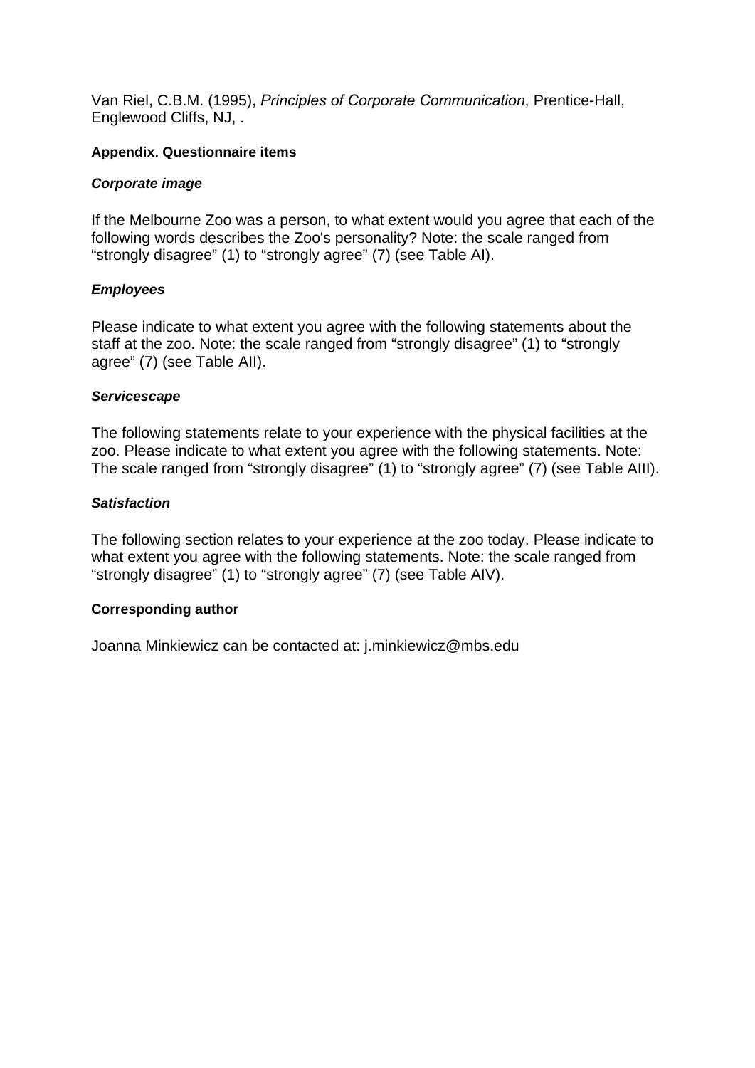Van Riel, C.B.M. (1995), *Principles of Corporate Communication*, Prentice-Hall, Englewood Cliffs, NJ, .

## Appendix. Questionnaire items

### *Corporate image*

If the Melbourne Zoo was a person, to what extent would you agree that each of the following words describes the Zoo's personality? Note: the scale ranged from "strongly disagree" (1) to "strongly agree" (7) (see Table AI).

### *Employees*

Please indicate to what extent you agree with the following statements about the staff at the zoo. Note: the scale ranged from "strongly disagree" (1) to "strongly agree" (7) (see Table AII).

### *Servicescape*

The following statements relate to your experience with the physical facilities at the zoo. Please indicate to what extent you agree with the following statements. Note: The scale ranged from "strongly disagree" (1) to "strongly agree" (7) (see Table AIII).

### *Satisfaction*

The following section relates to your experience at the zoo today. Please indicate to what extent you agree with the following statements. Note: the scale ranged from "strongly disagree" (1) to "strongly agree" (7) (see Table AIV).

## Corresponding author

Joanna Minkiewicz can be contacted at: j.minkiewicz@mbs.edu